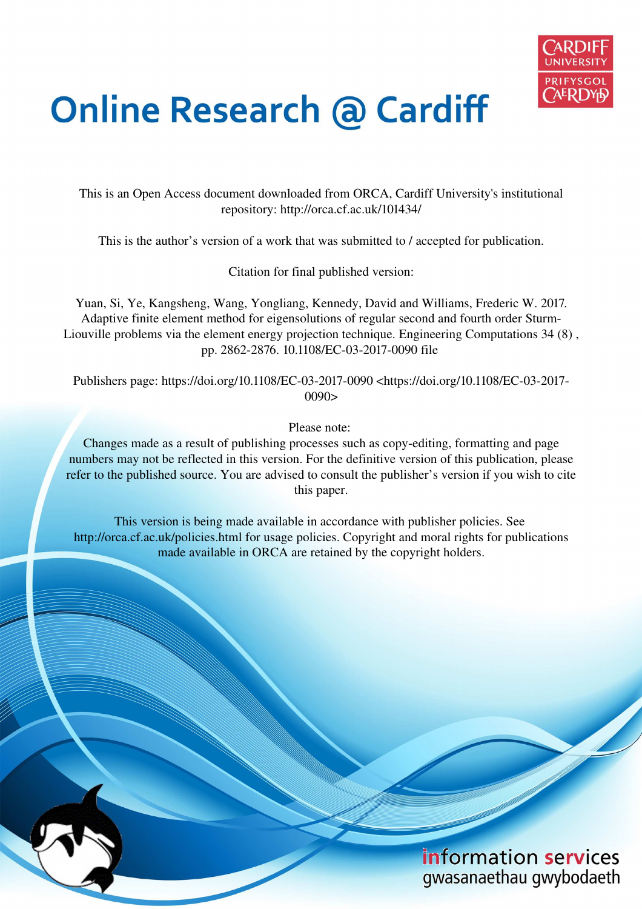# Online Research @ Cardiff

This is an Open Access document downloaded from ORCA, Cardiff University's institutional repository: http://orca.cf.ac.uk/101434/

This is the author's version of a work that was submitted to / accepted for publication.

Citation for final published version:

Yuan, Si, Ye, Kangsheng, Wang, Yongliang, Kennedy, David and Williams, Frederic W. 2017. Adaptive finite element method for eigensolutions of regular second and fourth order Sturm-Liouville problems via the element energy projection technique. Engineering Computations 34 (8) , pp. 2862-2876. 10.1108/EC-03-2017-0090 file

Publishers page: https://doi.org/10.1108/EC-03-2017-0090 <https://doi.org/10.1108/EC-03-2017-0090>

Please note:
Changes made as a result of publishing processes such as copy-editing, formatting and page numbers may not be reflected in this version. For the definitive version of this publication, please refer to the published source. You are advised to consult the publisher's version if you wish to cite this paper.

This version is being made available in accordance with publisher policies. See http://orca.cf.ac.uk/policies.html for usage policies. Copyright and moral rights for publications made available in ORCA are retained by the copyright holders.

information services
gwasanaethau gwybodaeth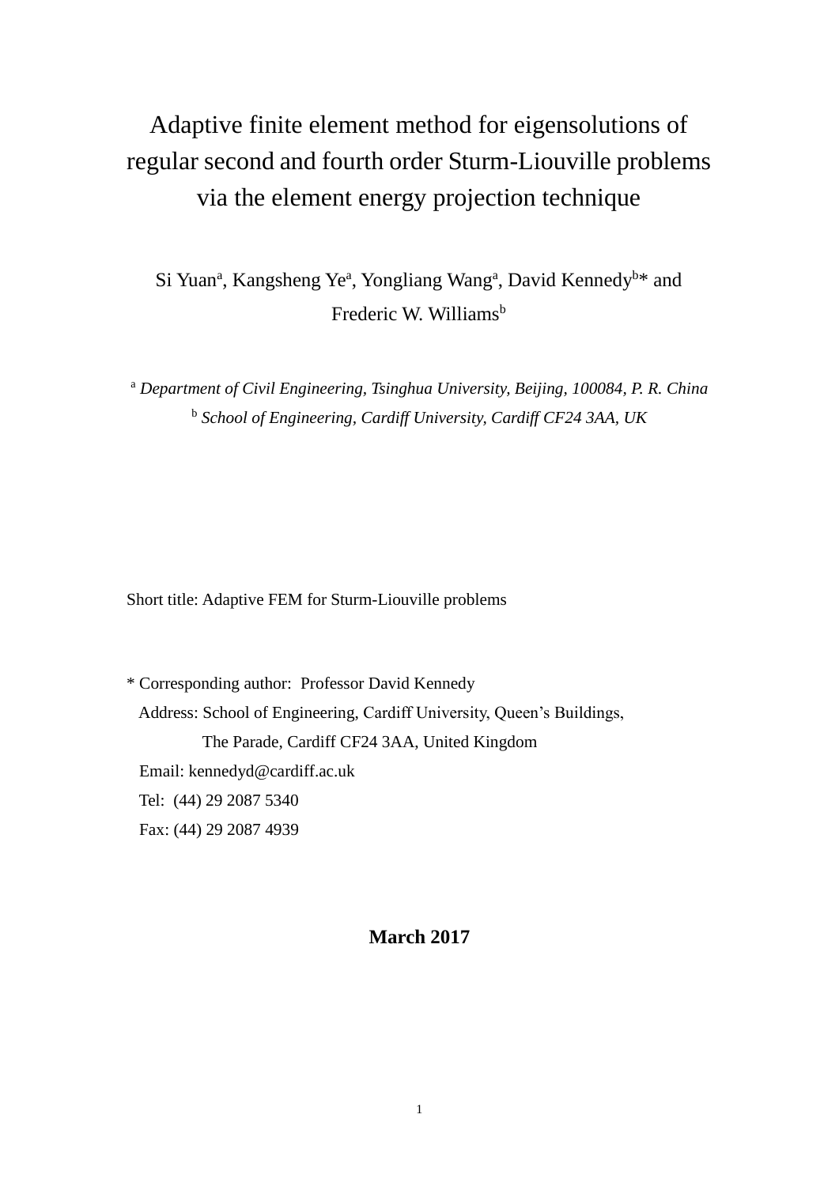# Adaptive finite element method for eigensolutions of regular second and fourth order Sturm-Liouville problems via the element energy projection technique

Si Yuan[a], Kangsheng Ye[a], Yongliang Wang[a], David Kennedy[b]* and Frederic W. Williams[b]

[a] *Department of Civil Engineering, Tsinghua University, Beijing, 100084, P. R. China*

[b] *School of Engineering, Cardiff University, Cardiff CF24 3AA, UK*

Short title: Adaptive FEM for Sturm-Liouville problems

\* Corresponding author: Professor David Kennedy

Address: School of Engineering, Cardiff University, Queen's Buildings, The Parade, Cardiff CF24 3AA, United Kingdom

Email: kennedyd@cardiff.ac.uk

Tel: (44) 29 2087 5340

Fax: (44) 29 2087 4939

**March 2017**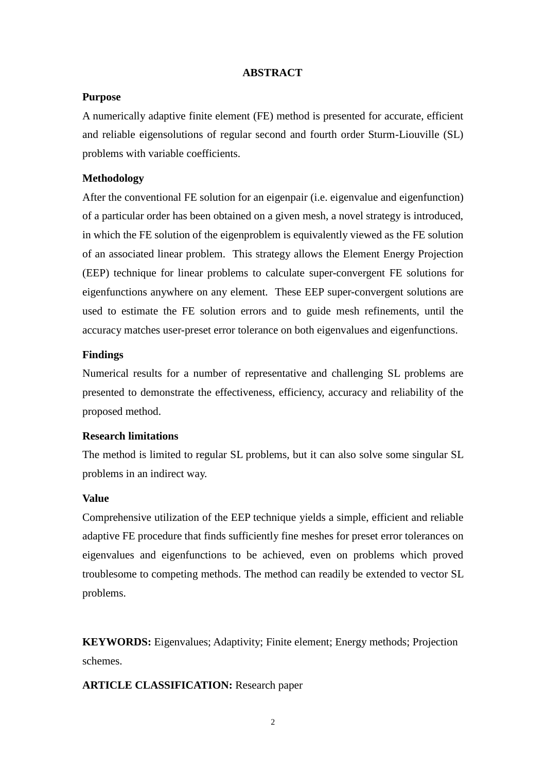## ABSTRACT

### Purpose

A numerically adaptive finite element (FE) method is presented for accurate, efficient and reliable eigensolutions of regular second and fourth order Sturm-Liouville (SL) problems with variable coefficients.

### Methodology

After the conventional FE solution for an eigenpair (i.e. eigenvalue and eigenfunction) of a particular order has been obtained on a given mesh, a novel strategy is introduced, in which the FE solution of the eigenproblem is equivalently viewed as the FE solution of an associated linear problem. This strategy allows the Element Energy Projection (EEP) technique for linear problems to calculate super-convergent FE solutions for eigenfunctions anywhere on any element. These EEP super-convergent solutions are used to estimate the FE solution errors and to guide mesh refinements, until the accuracy matches user-preset error tolerance on both eigenvalues and eigenfunctions.

### Findings

Numerical results for a number of representative and challenging SL problems are presented to demonstrate the effectiveness, efficiency, accuracy and reliability of the proposed method.

### Research limitations

The method is limited to regular SL problems, but it can also solve some singular SL problems in an indirect way.

### Value

Comprehensive utilization of the EEP technique yields a simple, efficient and reliable adaptive FE procedure that finds sufficiently fine meshes for preset error tolerances on eigenvalues and eigenfunctions to be achieved, even on problems which proved troublesome to competing methods. The method can readily be extended to vector SL problems.

**KEYWORDS:** Eigenvalues; Adaptivity; Finite element; Energy methods; Projection schemes.

**ARTICLE CLASSIFICATION:** Research paper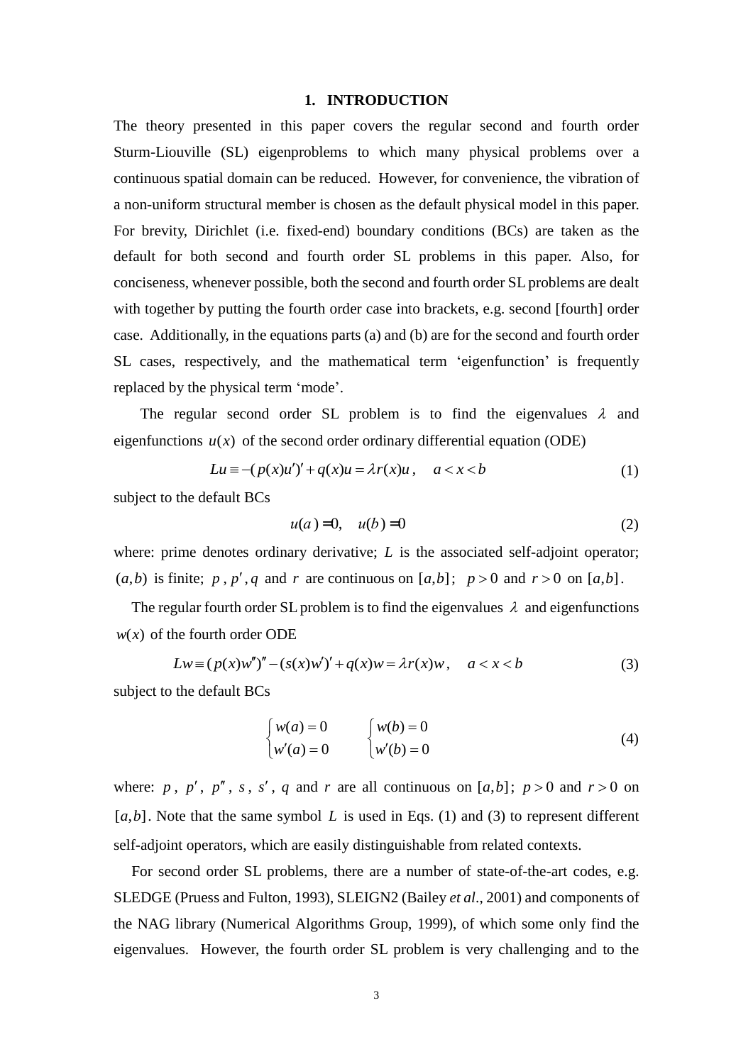## 1. INTRODUCTION

The theory presented in this paper covers the regular second and fourth order Sturm-Liouville (SL) eigenproblems to which many physical problems over a continuous spatial domain can be reduced. However, for convenience, the vibration of a non-uniform structural member is chosen as the default physical model in this paper. For brevity, Dirichlet (i.e. fixed-end) boundary conditions (BCs) are taken as the default for both second and fourth order SL problems in this paper. Also, for conciseness, whenever possible, both the second and fourth order SL problems are dealt with together by putting the fourth order case into brackets, e.g. second [fourth] order case. Additionally, in the equations parts (a) and (b) are for the second and fourth order SL cases, respectively, and the mathematical term 'eigenfunction' is frequently replaced by the physical term 'mode'.

The regular second order SL problem is to find the eigenvalues $\lambda$ and eigenfunctions $u(x)$ of the second order ordinary differential equation (ODE)

$$Lu \equiv -(p(x)u')' + q(x)u = \lambda r(x)u\,, \quad a < x < b \tag{1}$$

subject to the default BCs

$$u(a) = 0, \quad u(b) = 0 \tag{2}$$

where: prime denotes ordinary derivative; $L$ is the associated self-adjoint operator; $(a,b)$ is finite; $p$, $p'$, $q$ and $r$ are continuous on $[a,b]$; $p > 0$ and $r > 0$ on $[a,b]$.

The regular fourth order SL problem is to find the eigenvalues $\lambda$ and eigenfunctions $w(x)$ of the fourth order ODE

$$Lw \equiv (p(x)w'')'' - (s(x)w')' + q(x)w = \lambda r(x)w\,, \quad a < x < b \tag{3}$$

subject to the default BCs

$$\begin{cases} w(a) = 0 \\ w'(a) = 0 \end{cases} \qquad \begin{cases} w(b) = 0 \\ w'(b) = 0 \end{cases} \tag{4}$$

where: $p$, $p'$, $p''$, $s$, $s'$, $q$ and $r$ are all continuous on $[a,b]$; $p > 0$ and $r > 0$ on $[a,b]$. Note that the same symbol $L$ is used in Eqs. (1) and (3) to represent different self-adjoint operators, which are easily distinguishable from related contexts.

For second order SL problems, there are a number of state-of-the-art codes, e.g. SLEDGE (Pruess and Fulton, 1993), SLEIGN2 (Bailey *et al*., 2001) and components of the NAG library (Numerical Algorithms Group, 1999), of which some only find the eigenvalues. However, the fourth order SL problem is very challenging and to the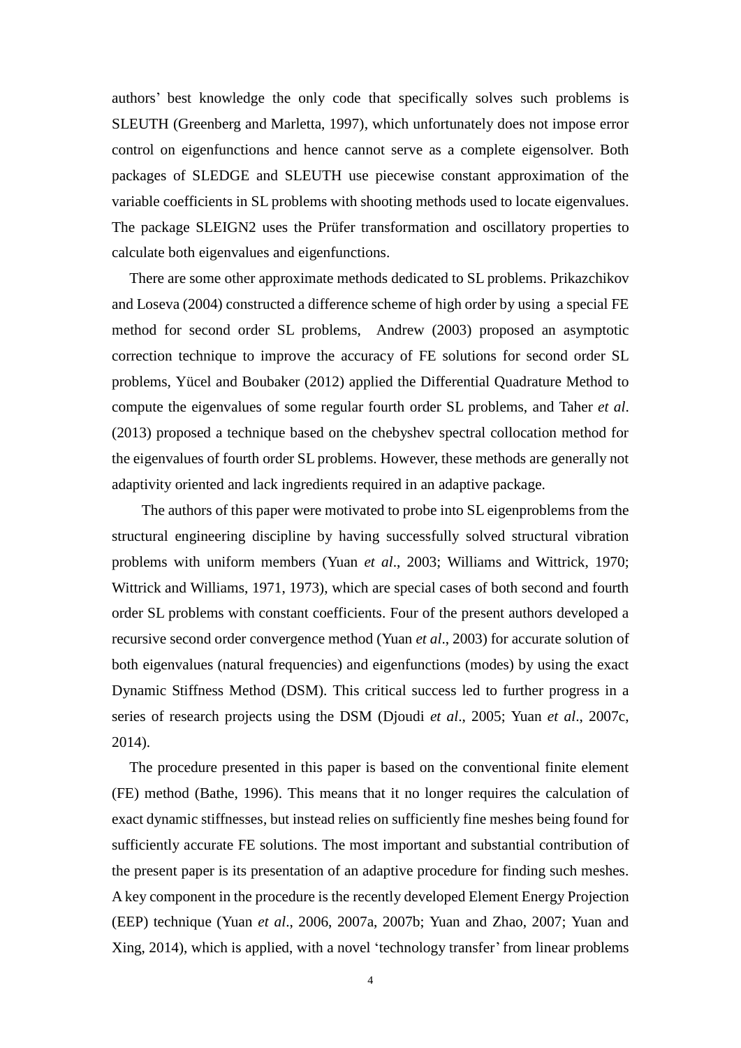authors' best knowledge the only code that specifically solves such problems is SLEUTH (Greenberg and Marletta, 1997), which unfortunately does not impose error control on eigenfunctions and hence cannot serve as a complete eigensolver. Both packages of SLEDGE and SLEUTH use piecewise constant approximation of the variable coefficients in SL problems with shooting methods used to locate eigenvalues. The package SLEIGN2 uses the Prüfer transformation and oscillatory properties to calculate both eigenvalues and eigenfunctions.

There are some other approximate methods dedicated to SL problems. Prikazchikov and Loseva (2004) constructed a difference scheme of high order by using a special FE method for second order SL problems, Andrew (2003) proposed an asymptotic correction technique to improve the accuracy of FE solutions for second order SL problems, Yücel and Boubaker (2012) applied the Differential Quadrature Method to compute the eigenvalues of some regular fourth order SL problems, and Taher *et al*. (2013) proposed a technique based on the chebyshev spectral collocation method for the eigenvalues of fourth order SL problems. However, these methods are generally not adaptivity oriented and lack ingredients required in an adaptive package.

The authors of this paper were motivated to probe into SL eigenproblems from the structural engineering discipline by having successfully solved structural vibration problems with uniform members (Yuan *et al*., 2003; Williams and Wittrick, 1970; Wittrick and Williams, 1971, 1973), which are special cases of both second and fourth order SL problems with constant coefficients. Four of the present authors developed a recursive second order convergence method (Yuan *et al*., 2003) for accurate solution of both eigenvalues (natural frequencies) and eigenfunctions (modes) by using the exact Dynamic Stiffness Method (DSM). This critical success led to further progress in a series of research projects using the DSM (Djoudi *et al*., 2005; Yuan *et al*., 2007c, 2014).

The procedure presented in this paper is based on the conventional finite element (FE) method (Bathe, 1996). This means that it no longer requires the calculation of exact dynamic stiffnesses, but instead relies on sufficiently fine meshes being found for sufficiently accurate FE solutions. The most important and substantial contribution of the present paper is its presentation of an adaptive procedure for finding such meshes. A key component in the procedure is the recently developed Element Energy Projection (EEP) technique (Yuan *et al*., 2006, 2007a, 2007b; Yuan and Zhao, 2007; Yuan and Xing, 2014), which is applied, with a novel 'technology transfer' from linear problems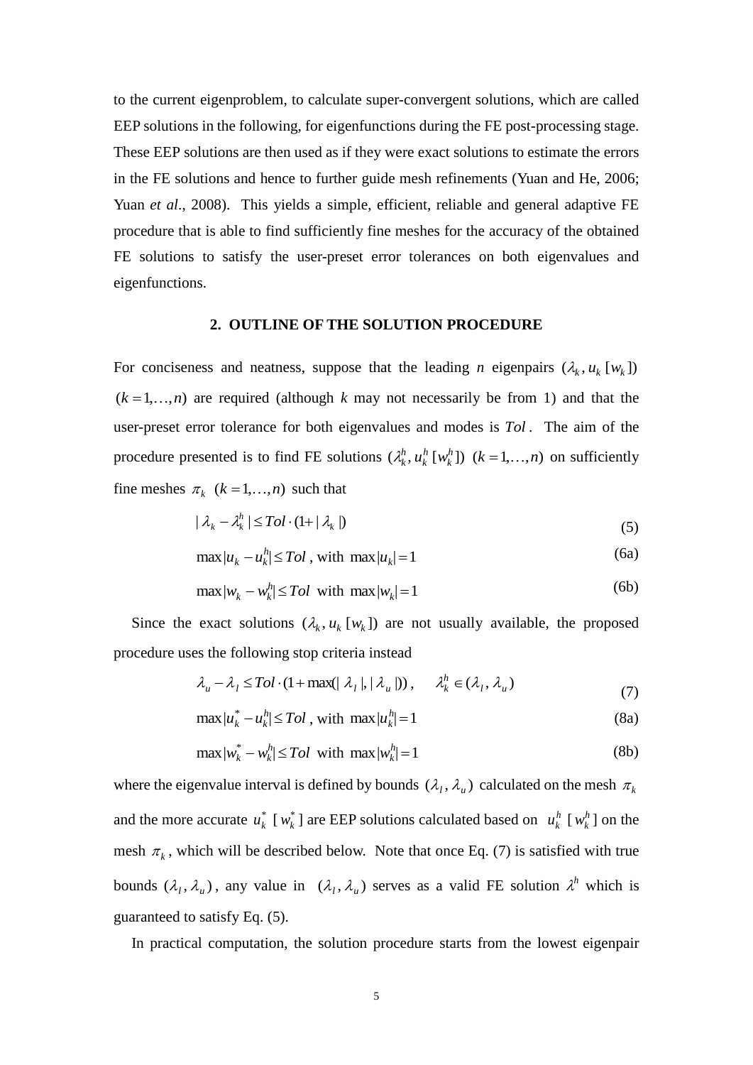to the current eigenproblem, to calculate super-convergent solutions, which are called EEP solutions in the following, for eigenfunctions during the FE post-processing stage. These EEP solutions are then used as if they were exact solutions to estimate the errors in the FE solutions and hence to further guide mesh refinements (Yuan and He, 2006; Yuan *et al*., 2008). This yields a simple, efficient, reliable and general adaptive FE procedure that is able to find sufficiently fine meshes for the accuracy of the obtained FE solutions to satisfy the user-preset error tolerances on both eigenvalues and eigenfunctions.

## 2. OUTLINE OF THE SOLUTION PROCEDURE

For conciseness and neatness, suppose that the leading $n$ eigenpairs $(\lambda_k, u_k\,[w_k])$ $(k=1,\ldots,n)$ are required (although $k$ may not necessarily be from 1) and that the user-preset error tolerance for both eigenvalues and modes is $Tol$. The aim of the procedure presented is to find FE solutions $(\lambda_k^h, u_k^h\,[w_k^h])$ $(k=1,\ldots,n)$ on sufficiently fine meshes $\pi_k$ $(k=1,\ldots,n)$ such that

$$|\,\lambda_k - \lambda_k^h\,| \le Tol\cdot(1+|\,\lambda_k\,|) \tag{5}$$

$$\max|u_k - u_k^h| \le Tol\,,\ \text{with}\ \max|u_k| = 1 \tag{6a}$$

$$\max|w_k - w_k^h| \le Tol\ \ \text{with}\ \max|w_k| = 1 \tag{6b}$$

Since the exact solutions $(\lambda_k, u_k\,[w_k])$ are not usually available, the proposed procedure uses the following stop criteria instead

$$\lambda_u - \lambda_l \le Tol\cdot(1+\max(|\,\lambda_l\,|,|\,\lambda_u\,|))\,,\qquad \lambda_k^h \in (\lambda_l\,, \lambda_u) \tag{7}$$

$$\max|u_k^* - u_k^h| \le Tol\,,\ \text{with}\ \max|u_k^h| = 1 \tag{8a}$$

$$\max|w_k^* - w_k^h| \le Tol\ \ \text{with}\ \max|w_k^h| = 1 \tag{8b}$$

where the eigenvalue interval is defined by bounds $(\lambda_l\,, \lambda_u)$ calculated on the mesh $\pi_k$ and the more accurate $u_k^*$ $[w_k^*]$ are EEP solutions calculated based on $u_k^h$ $[w_k^h]$ on the mesh $\pi_k$, which will be described below. Note that once Eq. (7) is satisfied with true bounds $(\lambda_l\,, \lambda_u)$, any value in $(\lambda_l\,, \lambda_u)$ serves as a valid FE solution $\lambda^h$ which is guaranteed to satisfy Eq. (5).

In practical computation, the solution procedure starts from the lowest eigenpair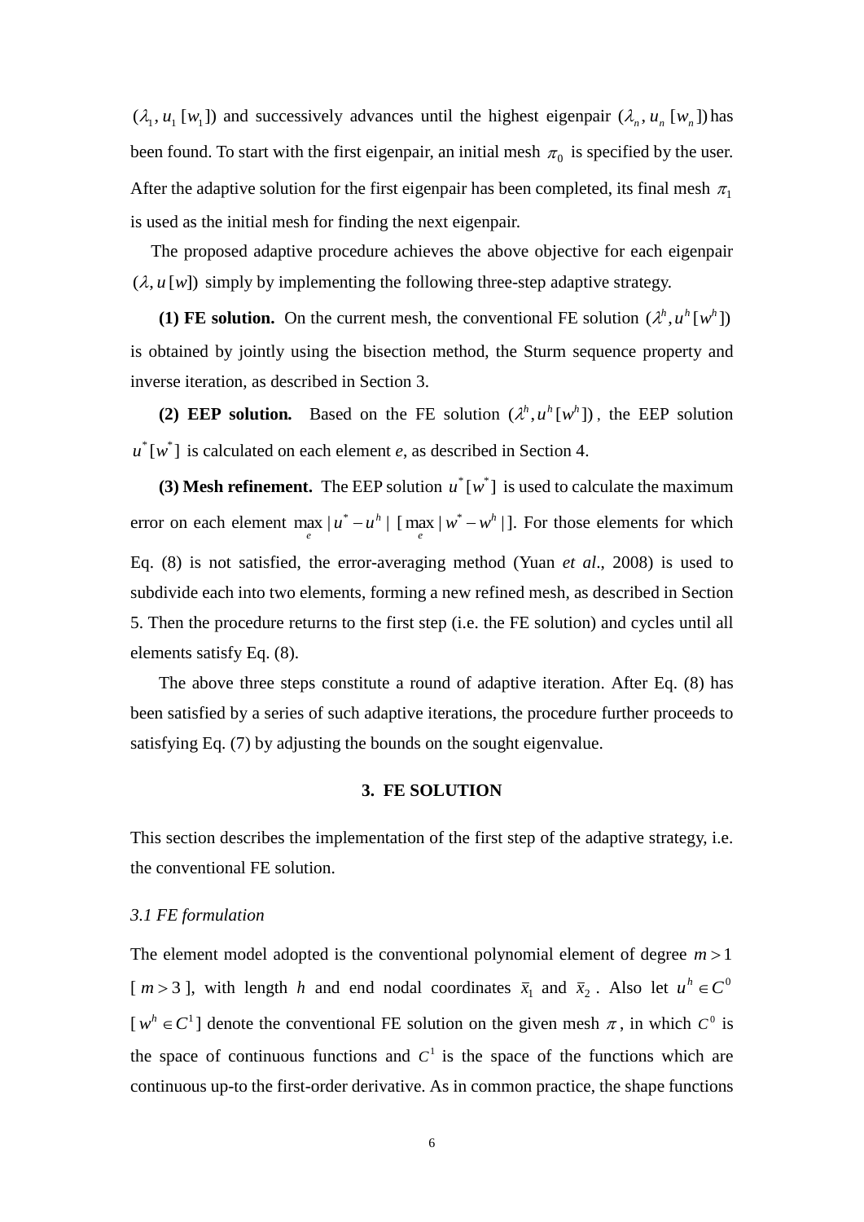$(\lambda_1, u_1\,[w_1])$ and successively advances until the highest eigenpair $(\lambda_n, u_n\,[w_n])$ has been found. To start with the first eigenpair, an initial mesh $\pi_0$ is specified by the user. After the adaptive solution for the first eigenpair has been completed, its final mesh $\pi_1$ is used as the initial mesh for finding the next eigenpair.

The proposed adaptive procedure achieves the above objective for each eigenpair $(\lambda, u\,[w])$ simply by implementing the following three-step adaptive strategy.

**(1) FE solution.** On the current mesh, the conventional FE solution $(\lambda^h, u^h\,[w^h])$ is obtained by jointly using the bisection method, the Sturm sequence property and inverse iteration, as described in Section 3.

**(2) EEP solution.** Based on the FE solution $(\lambda^h, u^h\,[w^h])$, the EEP solution $u^*\,[w^*]$ is calculated on each element *e*, as described in Section 4.

**(3) Mesh refinement.** The EEP solution $u^*\,[w^*]$ is used to calculate the maximum error on each element $\max\limits_e |u^* - u^h|$ [ $\max\limits_e |w^* - w^h|$ ]. For those elements for which Eq. (8) is not satisfied, the error-averaging method (Yuan *et al*., 2008) is used to subdivide each into two elements, forming a new refined mesh, as described in Section 5. Then the procedure returns to the first step (i.e. the FE solution) and cycles until all elements satisfy Eq. (8).

The above three steps constitute a round of adaptive iteration. After Eq. (8) has been satisfied by a series of such adaptive iterations, the procedure further proceeds to satisfying Eq. (7) by adjusting the bounds on the sought eigenvalue.

## 3. FE SOLUTION

This section describes the implementation of the first step of the adaptive strategy, i.e. the conventional FE solution.

### *3.1 FE formulation*

The element model adopted is the conventional polynomial element of degree $m > 1$ [ $m > 3$ ], with length $h$ and end nodal coordinates $\bar{x}_1$ and $\bar{x}_2$. Also let $u^h \in C^0$ [ $w^h \in C^1$ ] denote the conventional FE solution on the given mesh $\pi$, in which $C^0$ is the space of continuous functions and $C^1$ is the space of the functions which are continuous up-to the first-order derivative. As in common practice, the shape functions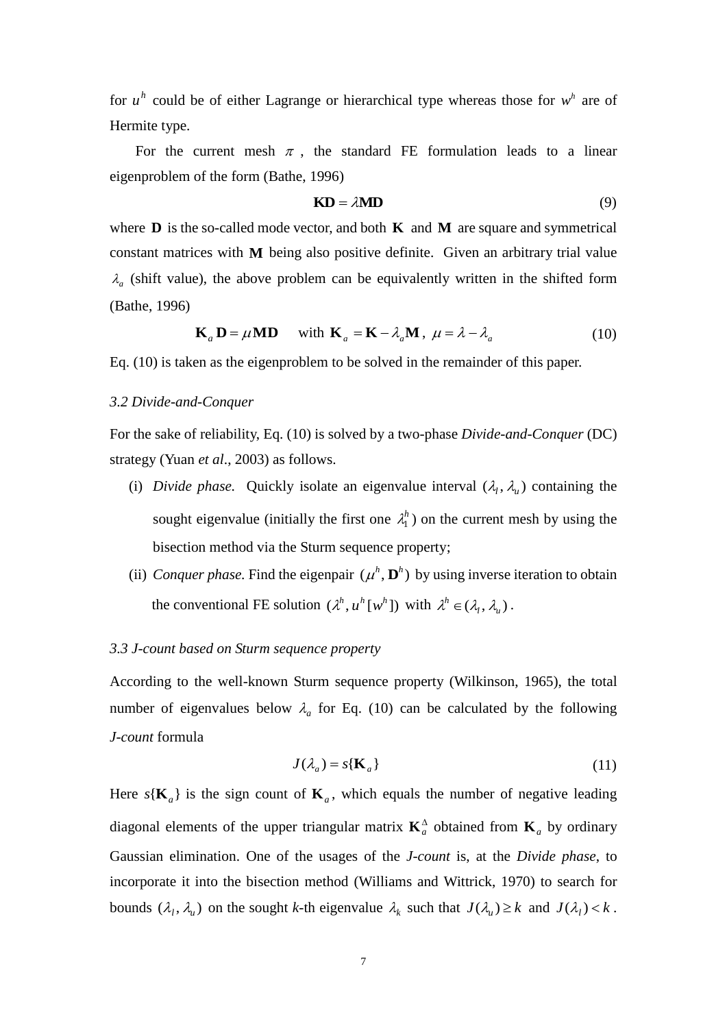for $u^h$ could be of either Lagrange or hierarchical type whereas those for $w^h$ are of Hermite type.

For the current mesh $\pi$, the standard FE formulation leads to a linear eigenproblem of the form (Bathe, 1996)

$$\mathbf{KD} = \lambda \mathbf{MD} \tag{9}$$

where $\mathbf{D}$ is the so-called mode vector, and both $\mathbf{K}$ and $\mathbf{M}$ are square and symmetrical constant matrices with $\mathbf{M}$ being also positive definite. Given an arbitrary trial value $\lambda_a$ (shift value), the above problem can be equivalently written in the shifted form (Bathe, 1996)

$$\mathbf{K}_a \mathbf{D} = \mu \mathbf{MD} \quad \text{ with } \mathbf{K}_a = \mathbf{K} - \lambda_a \mathbf{M}, \; \mu = \lambda - \lambda_a \tag{10}$$

Eq. (10) is taken as the eigenproblem to be solved in the remainder of this paper.

### *3.2 Divide-and-Conquer*

For the sake of reliability, Eq. (10) is solved by a two-phase *Divide-and-Conquer* (DC) strategy (Yuan *et al*., 2003) as follows.

(i) *Divide phase.* Quickly isolate an eigenvalue interval $(\lambda_l, \lambda_u)$ containing the sought eigenvalue (initially the first one $\lambda_1^h$) on the current mesh by using the bisection method via the Sturm sequence property;

(ii) *Conquer phase.* Find the eigenpair $(\mu^h, \mathbf{D}^h)$ by using inverse iteration to obtain the conventional FE solution $(\lambda^h, u^h[w^h])$ with $\lambda^h \in (\lambda_l, \lambda_u)$.

### *3.3 J-count based on Sturm sequence property*

According to the well-known Sturm sequence property (Wilkinson, 1965), the total number of eigenvalues below $\lambda_a$ for Eq. (10) can be calculated by the following *J-count* formula

$$J(\lambda_a) = s\{\mathbf{K}_a\} \tag{11}$$

Here $s\{\mathbf{K}_a\}$ is the sign count of $\mathbf{K}_a$, which equals the number of negative leading diagonal elements of the upper triangular matrix $\mathbf{K}_a^\Delta$ obtained from $\mathbf{K}_a$ by ordinary Gaussian elimination. One of the usages of the *J-count* is, at the *Divide phase*, to incorporate it into the bisection method (Williams and Wittrick, 1970) to search for bounds $(\lambda_l, \lambda_u)$ on the sought *k*-th eigenvalue $\lambda_k$ such that $J(\lambda_u) \geq k$ and $J(\lambda_l) < k$.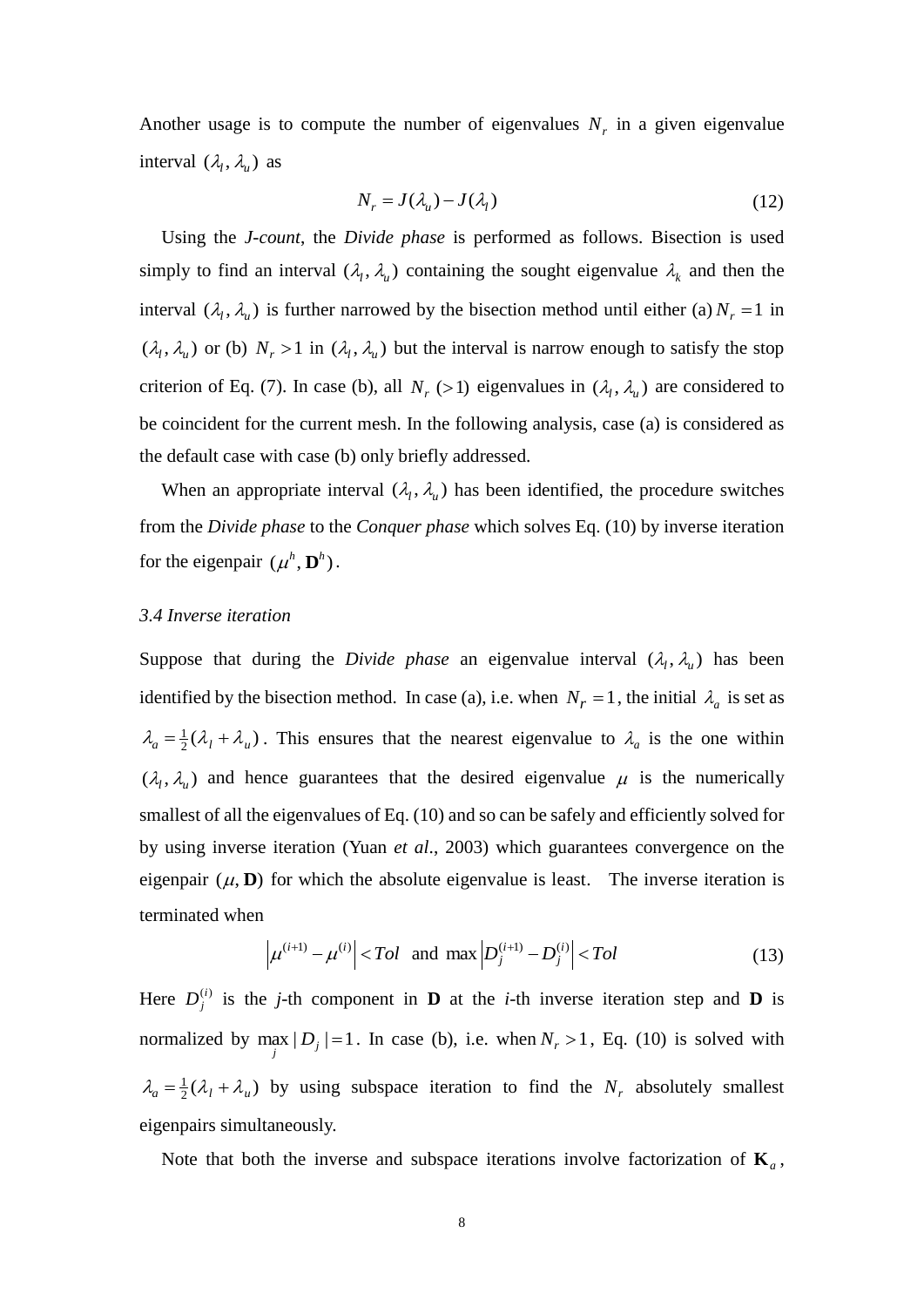Another usage is to compute the number of eigenvalues $N_r$ in a given eigenvalue interval $(\lambda_l, \lambda_u)$ as

$$N_r = J(\lambda_u) - J(\lambda_l) \tag{12}$$

Using the *J-count*, the *Divide phase* is performed as follows. Bisection is used simply to find an interval $(\lambda_l, \lambda_u)$ containing the sought eigenvalue $\lambda_k$ and then the interval $(\lambda_l, \lambda_u)$ is further narrowed by the bisection method until either (a) $N_r = 1$ in $(\lambda_l, \lambda_u)$ or (b) $N_r > 1$ in $(\lambda_l, \lambda_u)$ but the interval is narrow enough to satisfy the stop criterion of Eq. (7). In case (b), all $N_r$ $(>1)$ eigenvalues in $(\lambda_l, \lambda_u)$ are considered to be coincident for the current mesh. In the following analysis, case (a) is considered as the default case with case (b) only briefly addressed.

When an appropriate interval $(\lambda_l, \lambda_u)$ has been identified, the procedure switches from the *Divide phase* to the *Conquer phase* which solves Eq. (10) by inverse iteration for the eigenpair $(\mu^h, \mathbf{D}^h)$.

### *3.4 Inverse iteration*

Suppose that during the *Divide phase* an eigenvalue interval $(\lambda_l, \lambda_u)$ has been identified by the bisection method. In case (a), i.e. when $N_r = 1$, the initial $\lambda_a$ is set as $\lambda_a = \frac{1}{2}(\lambda_l + \lambda_u)$. This ensures that the nearest eigenvalue to $\lambda_a$ is the one within $(\lambda_l, \lambda_u)$ and hence guarantees that the desired eigenvalue $\mu$ is the numerically smallest of all the eigenvalues of Eq. (10) and so can be safely and efficiently solved for by using inverse iteration (Yuan *et al*., 2003) which guarantees convergence on the eigenpair $(\mu, \mathbf{D})$ for which the absolute eigenvalue is least. The inverse iteration is terminated when

$$\left|\mu^{(i+1)} - \mu^{(i)}\right| < Tol \ \text{ and } \ \max\left|D_j^{(i+1)} - D_j^{(i)}\right| < Tol \tag{13}$$

Here $D_j^{(i)}$ is the *j*-th component in $\mathbf{D}$ at the *i*-th inverse iteration step and $\mathbf{D}$ is normalized by $\max_j |D_j| = 1$. In case (b), i.e. when $N_r > 1$, Eq. (10) is solved with $\lambda_a = \frac{1}{2}(\lambda_l + \lambda_u)$ by using subspace iteration to find the $N_r$ absolutely smallest eigenpairs simultaneously.

Note that both the inverse and subspace iterations involve factorization of $\mathbf{K}_a$,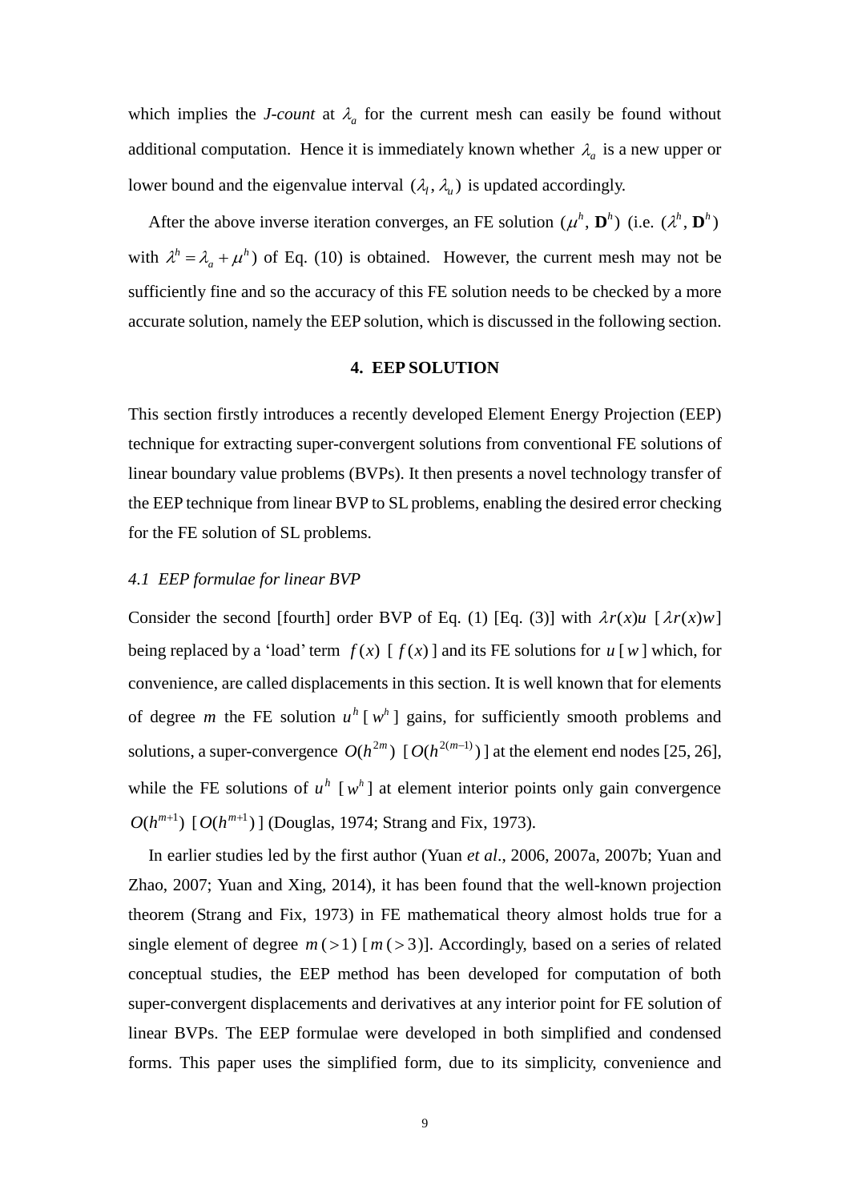which implies the *J-count* at $\lambda_a$ for the current mesh can easily be found without additional computation. Hence it is immediately known whether $\lambda_a$ is a new upper or lower bound and the eigenvalue interval $(\lambda_l, \lambda_u)$ is updated accordingly.

After the above inverse iteration converges, an FE solution $(\mu^h, \mathbf{D}^h)$ (i.e. $(\lambda^h, \mathbf{D}^h)$ with $\lambda^h = \lambda_a + \mu^h$) of Eq. (10) is obtained. However, the current mesh may not be sufficiently fine and so the accuracy of this FE solution needs to be checked by a more accurate solution, namely the EEP solution, which is discussed in the following section.

## 4. EEP SOLUTION

This section firstly introduces a recently developed Element Energy Projection (EEP) technique for extracting super-convergent solutions from conventional FE solutions of linear boundary value problems (BVPs). It then presents a novel technology transfer of the EEP technique from linear BVP to SL problems, enabling the desired error checking for the FE solution of SL problems.

### *4.1 EEP formulae for linear BVP*

Consider the second [fourth] order BVP of Eq. (1) [Eq. (3)] with $\lambda r(x)u$ [ $\lambda r(x)w$ ] being replaced by a 'load' term $f(x)$ [ $f(x)$ ] and its FE solutions for $u$ [ $w$ ] which, for convenience, are called displacements in this section. It is well known that for elements of degree $m$ the FE solution $u^h$ [ $w^h$ ] gains, for sufficiently smooth problems and solutions, a super-convergence $O(h^{2m})$ [ $O(h^{2(m-1)})$ ] at the element end nodes [25, 26], while the FE solutions of $u^h$ [ $w^h$ ] at element interior points only gain convergence $O(h^{m+1})$ [ $O(h^{m+1})$ ] (Douglas, 1974; Strang and Fix, 1973).

In earlier studies led by the first author (Yuan *et al*., 2006, 2007a, 2007b; Yuan and Zhao, 2007; Yuan and Xing, 2014), it has been found that the well-known projection theorem (Strang and Fix, 1973) in FE mathematical theory almost holds true for a single element of degree $m\,(>1)$ [ $m\,(>3)$ ]. Accordingly, based on a series of related conceptual studies, the EEP method has been developed for computation of both super-convergent displacements and derivatives at any interior point for FE solution of linear BVPs. The EEP formulae were developed in both simplified and condensed forms. This paper uses the simplified form, due to its simplicity, convenience and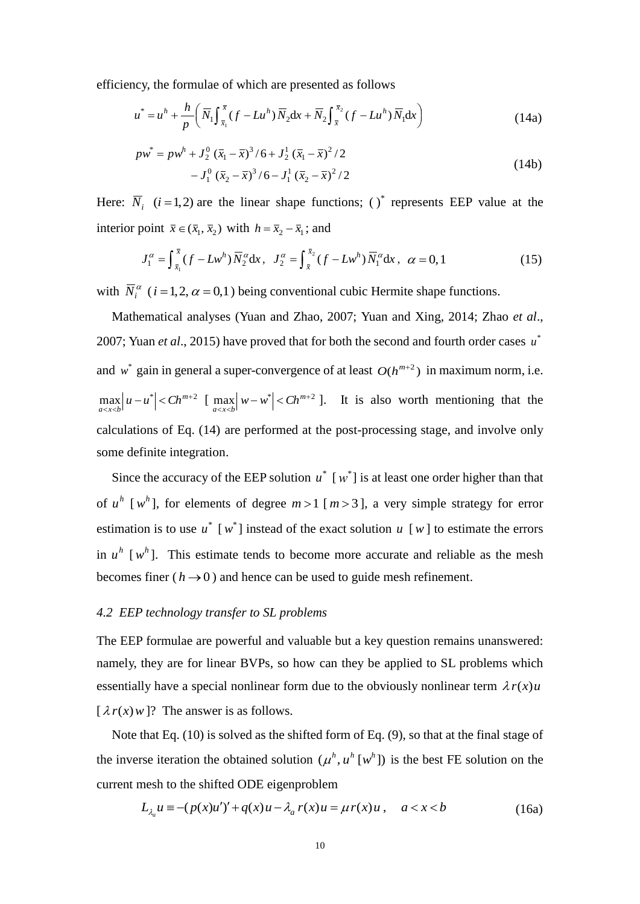efficiency, the formulae of which are presented as follows

$$u^* = u^h + \frac{h}{p}\left( \overline{N}_1 \int_{\overline{x}_1}^{\overline{x}} (f - Lu^h)\, \overline{N}_2 \mathrm{d}x + \overline{N}_2 \int_{\overline{x}}^{\overline{x}_2} (f - Lu^h)\, \overline{N}_1 \mathrm{d}x \right) \tag{14a}$$

$$\begin{aligned} pw^* = pw^h &+ J_2^0\, (\overline{x}_1 - \overline{x})^3 / 6 + J_2^1\, (\overline{x}_1 - \overline{x})^2 / 2 \\ &- J_1^0\, (\overline{x}_2 - \overline{x})^3 / 6 - J_1^1\, (\overline{x}_2 - \overline{x})^2 / 2 \end{aligned} \tag{14b}$$

Here: $\overline{N}_i \ \ (i = 1, 2)$ are the linear shape functions; $(\,)^*$ represents EEP value at the interior point $\overline{x} \in (\overline{x}_1, \overline{x}_2)$ with $h = \overline{x}_2 - \overline{x}_1$; and

$$J_1^\alpha = \int_{\overline{x}_1}^{\overline{x}} (f - Lw^h)\, \overline{N}_2^\alpha \mathrm{d}x\,, \ \ J_2^\alpha = \int_{\overline{x}}^{\overline{x}_2} (f - Lw^h)\, \overline{N}_1^\alpha \mathrm{d}x\,, \ \ \alpha = 0, 1 \tag{15}$$

with $\overline{N}_i^\alpha \ (i = 1, 2, \alpha = 0, 1)$ being conventional cubic Hermite shape functions.

Mathematical analyses (Yuan and Zhao, 2007; Yuan and Xing, 2014; Zhao *et al*., 2007; Yuan *et al*., 2015) have proved that for both the second and fourth order cases $u^*$ and $w^*$ gain in general a super-convergence of at least $O(h^{m+2})$ in maximum norm, i.e. $\max\limits_{a<x<b} \left| u - u^* \right| < Ch^{m+2}$ [ $\max\limits_{a<x<b} \left| w - w^* \right| < Ch^{m+2}$ ]. It is also worth mentioning that the calculations of Eq. (14) are performed at the post-processing stage, and involve only some definite integration.

Since the accuracy of the EEP solution $u^*$ [$w^*$] is at least one order higher than that of $u^h$ [$w^h$], for elements of degree $m > 1$ [$m > 3$], a very simple strategy for error estimation is to use $u^*$ [$w^*$] instead of the exact solution $u$ [$w$] to estimate the errors in $u^h$ [$w^h$]. This estimate tends to become more accurate and reliable as the mesh becomes finer ($h \to 0$) and hence can be used to guide mesh refinement.

### *4.2 EEP technology transfer to SL problems*

The EEP formulae are powerful and valuable but a key question remains unanswered: namely, they are for linear BVPs, so how can they be applied to SL problems which essentially have a special nonlinear form due to the obviously nonlinear term $\lambda r(x) u$ [$\lambda r(x) w$]? The answer is as follows.

Note that Eq. (10) is solved as the shifted form of Eq. (9), so that at the final stage of the inverse iteration the obtained solution $(\mu^h, u^h\, [w^h])$ is the best FE solution on the current mesh to the shifted ODE eigenproblem

$$L_{\lambda_a} u \equiv -(p(x)u')' + q(x)u - \lambda_a\, r(x) u = \mu\, r(x) u\,, \quad a < x < b \tag{16a}$$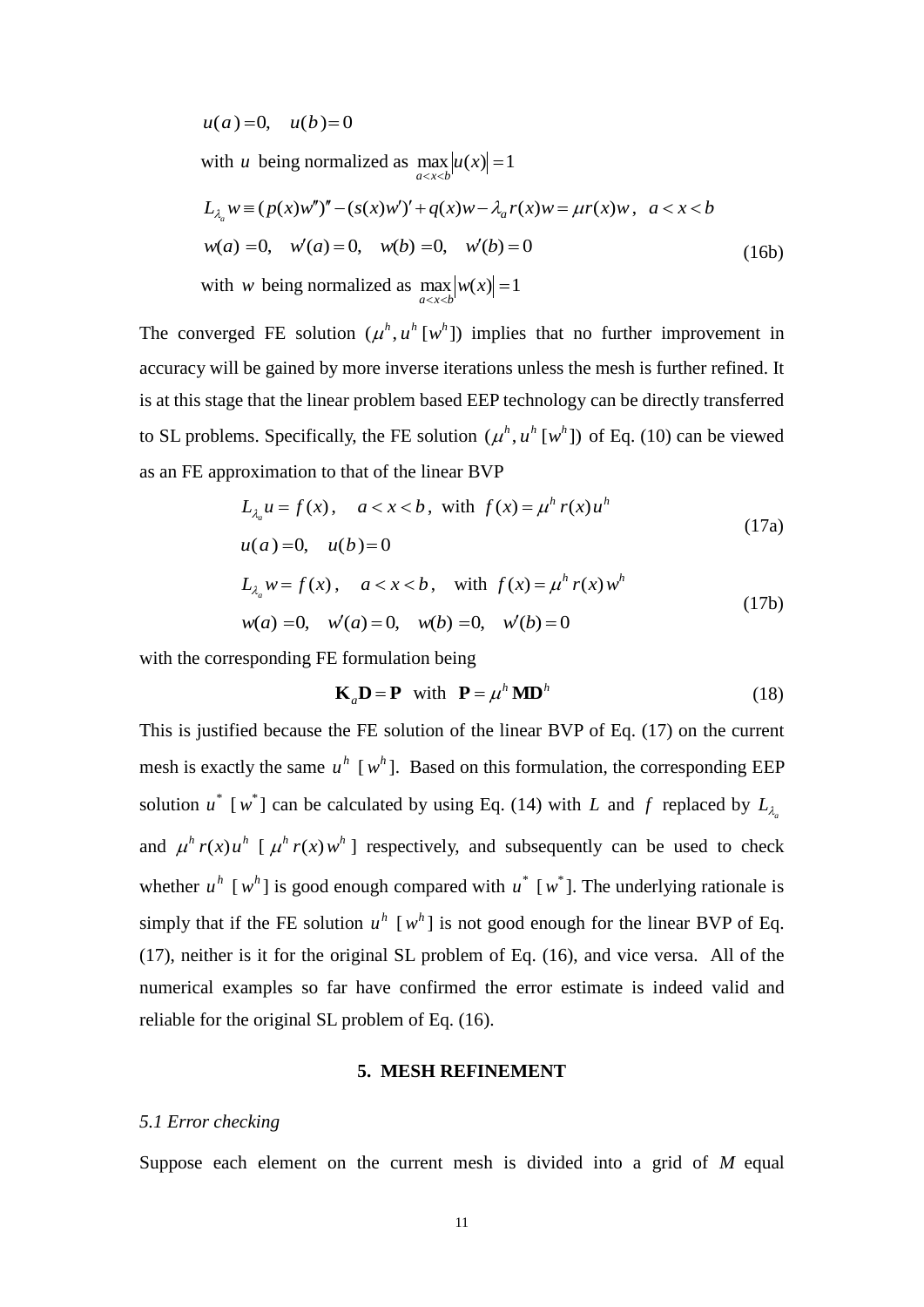$$u(a) = 0, \quad u(b) = 0$$

with $u$ being normalized as $\max_{a<x<b} |u(x)| = 1$

$$L_{\lambda_a} w \equiv (p(x)w'')'' - (s(x)w')' + q(x)w - \lambda_a r(x)w = \mu r(x)w, \quad a < x < b$$

$$w(a) = 0, \quad w'(a) = 0, \quad w(b) = 0, \quad w'(b) = 0 \tag{16b}$$

with $w$ being normalized as $\max_{a<x<b} |w(x)| = 1$

The converged FE solution $(\mu^h, u^h [w^h])$ implies that no further improvement in accuracy will be gained by more inverse iterations unless the mesh is further refined. It is at this stage that the linear problem based EEP technology can be directly transferred to SL problems. Specifically, the FE solution $(\mu^h, u^h [w^h])$ of Eq. (10) can be viewed as an FE approximation to that of the linear BVP

$$L_{\lambda_a} u = f(x), \quad a < x < b, \text{ with } f(x) = \mu^h r(x) u^h$$
$$u(a) = 0, \quad u(b) = 0 \tag{17a}$$

$$L_{\lambda_a} w = f(x), \quad a < x < b, \quad \text{with } f(x) = \mu^h r(x) w^h$$
$$w(a) = 0, \quad w'(a) = 0, \quad w(b) = 0, \quad w'(b) = 0 \tag{17b}$$

with the corresponding FE formulation being

$$\mathbf{K}_a \mathbf{D} = \mathbf{P} \quad \text{with} \quad \mathbf{P} = \mu^h \mathbf{M} \mathbf{D}^h \tag{18}$$

This is justified because the FE solution of the linear BVP of Eq. (17) on the current mesh is exactly the same $u^h$ $[w^h]$. Based on this formulation, the corresponding EEP solution $u^*$ $[w^*]$ can be calculated by using Eq. (14) with $L$ and $f$ replaced by $L_{\lambda_a}$ and $\mu^h r(x) u^h$ $[\mu^h r(x) w^h]$ respectively, and subsequently can be used to check whether $u^h$ $[w^h]$ is good enough compared with $u^*$ $[w^*]$. The underlying rationale is simply that if the FE solution $u^h$ $[w^h]$ is not good enough for the linear BVP of Eq. (17), neither is it for the original SL problem of Eq. (16), and vice versa. All of the numerical examples so far have confirmed the error estimate is indeed valid and reliable for the original SL problem of Eq. (16).

## 5. MESH REFINEMENT

### *5.1 Error checking*

Suppose each element on the current mesh is divided into a grid of $M$ equal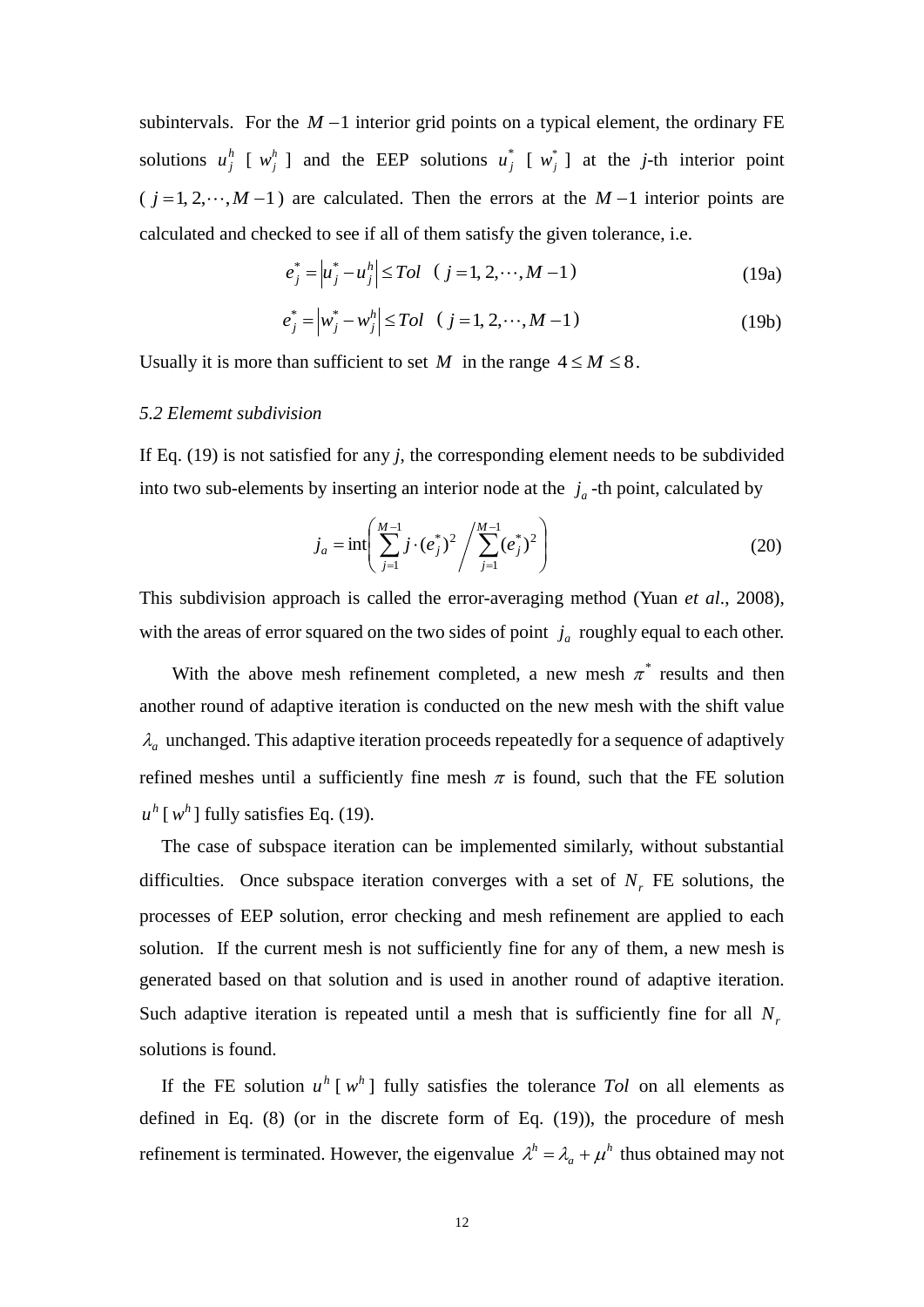subintervals. For the $M-1$ interior grid points on a typical element, the ordinary FE solutions $u_j^h$ [ $w_j^h$ ] and the EEP solutions $u_j^*$ [ $w_j^*$ ] at the *j*-th interior point ( $j=1,2,\cdots,M-1$ ) are calculated. Then the errors at the $M-1$ interior points are calculated and checked to see if all of them satisfy the given tolerance, i.e.

$$e_j^* = \left| u_j^* - u_j^h \right| \le Tol \quad (\ j=1,2,\cdots,M-1) \tag{19a}$$

$$e_j^* = \left| w_j^* - w_j^h \right| \le Tol \quad (\ j=1,2,\cdots,M-1) \tag{19b}$$

Usually it is more than sufficient to set $M$ in the range $4 \le M \le 8$.

### *5.2 Elememt subdivision*

If Eq. (19) is not satisfied for any *j*, the corresponding element needs to be subdivided into two sub-elements by inserting an interior node at the $j_a$ -th point, calculated by

$$j_a = \operatorname{int}\left( \sum_{j=1}^{M-1} j \cdot (e_j^*)^2 \Bigg/ \sum_{j=1}^{M-1} (e_j^*)^2 \right) \tag{20}$$

This subdivision approach is called the error-averaging method (Yuan *et al*., 2008), with the areas of error squared on the two sides of point $j_a$ roughly equal to each other.

With the above mesh refinement completed, a new mesh $\pi^*$ results and then another round of adaptive iteration is conducted on the new mesh with the shift value $\lambda_a$ unchanged. This adaptive iteration proceeds repeatedly for a sequence of adaptively refined meshes until a sufficiently fine mesh $\pi$ is found, such that the FE solution $u^h$ [ $w^h$ ] fully satisfies Eq. (19).

The case of subspace iteration can be implemented similarly, without substantial difficulties. Once subspace iteration converges with a set of $N_r$ FE solutions, the processes of EEP solution, error checking and mesh refinement are applied to each solution. If the current mesh is not sufficiently fine for any of them, a new mesh is generated based on that solution and is used in another round of adaptive iteration. Such adaptive iteration is repeated until a mesh that is sufficiently fine for all $N_r$ solutions is found.

If the FE solution $u^h$ [ $w^h$ ] fully satisfies the tolerance *Tol* on all elements as defined in Eq. (8) (or in the discrete form of Eq. (19)), the procedure of mesh refinement is terminated. However, the eigenvalue $\lambda^h = \lambda_a + \mu^h$ thus obtained may not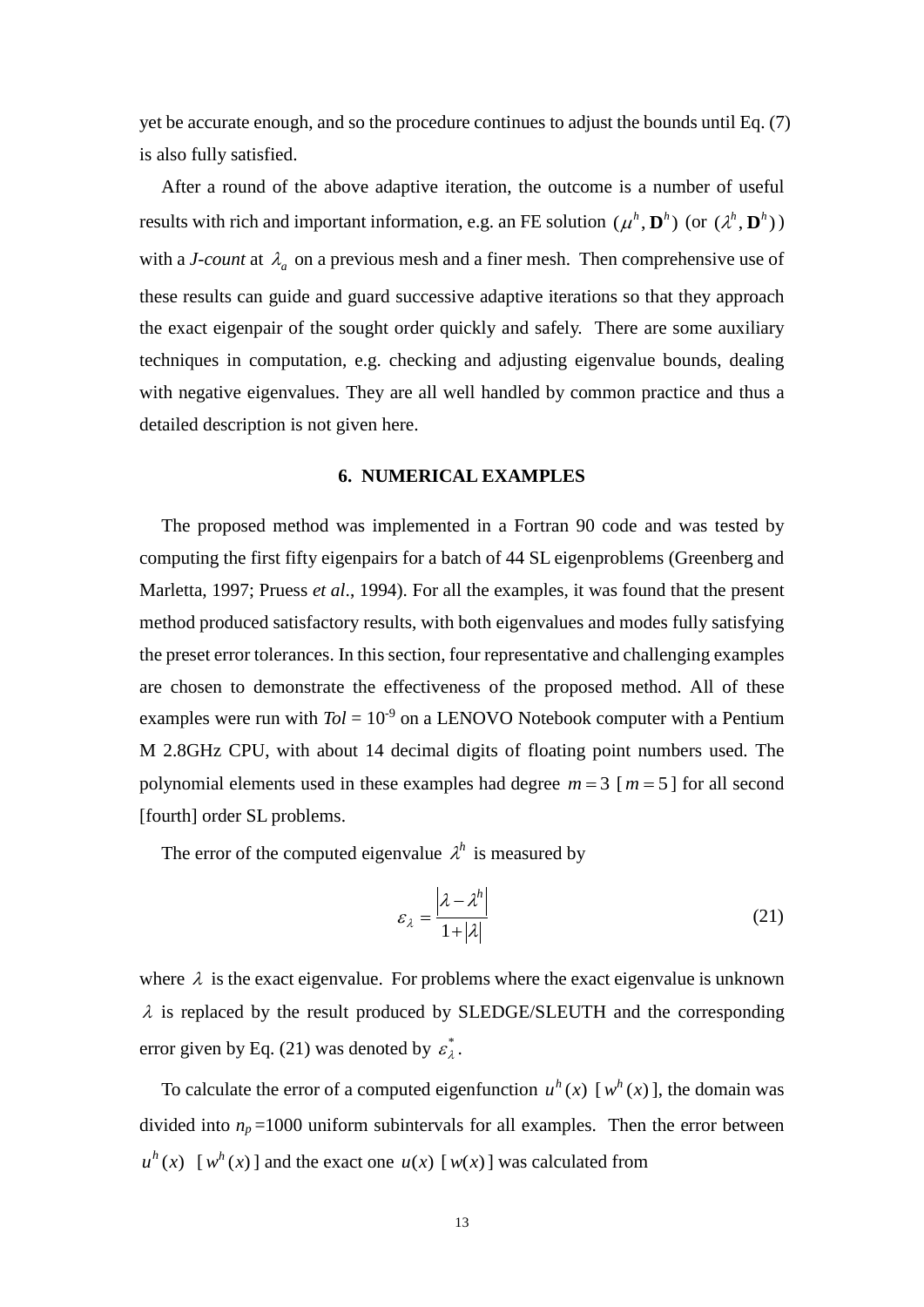yet be accurate enough, and so the procedure continues to adjust the bounds until Eq. (7) is also fully satisfied.

After a round of the above adaptive iteration, the outcome is a number of useful results with rich and important information, e.g. an FE solution $(\mu^h, \mathbf{D}^h)$ (or $(\lambda^h, \mathbf{D}^h)$) with a *J-count* at $\lambda_a$ on a previous mesh and a finer mesh. Then comprehensive use of these results can guide and guard successive adaptive iterations so that they approach the exact eigenpair of the sought order quickly and safely. There are some auxiliary techniques in computation, e.g. checking and adjusting eigenvalue bounds, dealing with negative eigenvalues. They are all well handled by common practice and thus a detailed description is not given here.

## 6. NUMERICAL EXAMPLES

The proposed method was implemented in a Fortran 90 code and was tested by computing the first fifty eigenpairs for a batch of 44 SL eigenproblems (Greenberg and Marletta, 1997; Pruess *et al*., 1994). For all the examples, it was found that the present method produced satisfactory results, with both eigenvalues and modes fully satisfying the preset error tolerances. In this section, four representative and challenging examples are chosen to demonstrate the effectiveness of the proposed method. All of these examples were run with *Tol* = $10^{-9}$ on a LENOVO Notebook computer with a Pentium M 2.8GHz CPU, with about 14 decimal digits of floating point numbers used. The polynomial elements used in these examples had degree $m = 3$ [ $m = 5$ ] for all second [fourth] order SL problems.

The error of the computed eigenvalue $\lambda^h$ is measured by

$$\varepsilon_\lambda = \frac{\left|\lambda - \lambda^h\right|}{1 + |\lambda|} \tag{21}$$

where $\lambda$ is the exact eigenvalue. For problems where the exact eigenvalue is unknown $\lambda$ is replaced by the result produced by SLEDGE/SLEUTH and the corresponding error given by Eq. (21) was denoted by $\varepsilon_\lambda^*$.

To calculate the error of a computed eigenfunction $u^h(x)$ [ $w^h(x)$ ], the domain was divided into $n_p$ =1000 uniform subintervals for all examples. Then the error between $u^h(x)$ [ $w^h(x)$ ] and the exact one $u(x)$ [ $w(x)$ ] was calculated from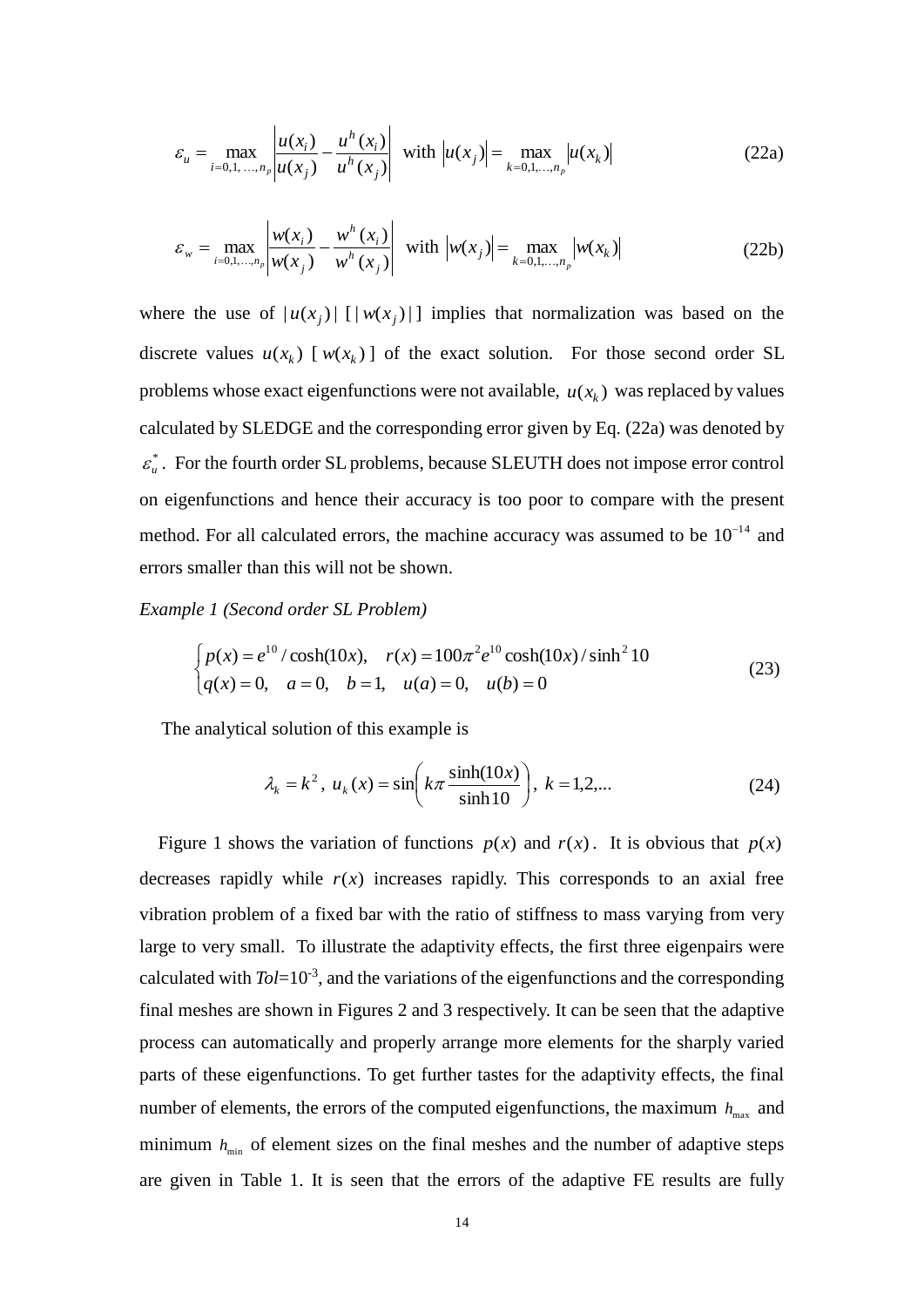$$\varepsilon_u = \max_{i=0,1,\ldots,n_p} \left| \frac{u(x_i)}{u(x_j)} - \frac{u^h(x_i)}{u^h(x_j)} \right| \quad \text{with } |u(x_j)| = \max_{k=0,1,\ldots,n_p} |u(x_k)| \tag{22a}$$

$$\varepsilon_w = \max_{i=0,1,\ldots,n_p} \left| \frac{w(x_i)}{w(x_j)} - \frac{w^h(x_i)}{w^h(x_j)} \right| \quad \text{with } |w(x_j)| = \max_{k=0,1,\ldots,n_p} |w(x_k)| \tag{22b}$$

where the use of $|u(x_j)|$ [ $|w(x_j)|$ ] implies that normalization was based on the discrete values $u(x_k)$ [ $w(x_k)$ ] of the exact solution. For those second order SL problems whose exact eigenfunctions were not available, $u(x_k)$ was replaced by values calculated by SLEDGE and the corresponding error given by Eq. (22a) was denoted by $\varepsilon_u^*$. For the fourth order SL problems, because SLEUTH does not impose error control on eigenfunctions and hence their accuracy is too poor to compare with the present method. For all calculated errors, the machine accuracy was assumed to be $10^{-14}$ and errors smaller than this will not be shown.

*Example 1 (Second order SL Problem)*

$$\begin{cases} p(x) = e^{10}/\cosh(10x), & r(x) = 100\pi^2 e^{10}\cosh(10x)/\sinh^2 10 \\ q(x) = 0, \quad a = 0, \quad b = 1, & u(a) = 0, \quad u(b) = 0 \end{cases} \tag{23}$$

The analytical solution of this example is

$$\lambda_k = k^2, \; u_k(x) = \sin\left(k\pi \frac{\sinh(10x)}{\sinh 10}\right), \; k = 1,2,\ldots \tag{24}$$

Figure 1 shows the variation of functions $p(x)$ and $r(x)$. It is obvious that $p(x)$ decreases rapidly while $r(x)$ increases rapidly. This corresponds to an axial free vibration problem of a fixed bar with the ratio of stiffness to mass varying from very large to very small. To illustrate the adaptivity effects, the first three eigenpairs were calculated with *Tol*=$10^{-3}$, and the variations of the eigenfunctions and the corresponding final meshes are shown in Figures 2 and 3 respectively. It can be seen that the adaptive process can automatically and properly arrange more elements for the sharply varied parts of these eigenfunctions. To get further tastes for the adaptivity effects, the final number of elements, the errors of the computed eigenfunctions, the maximum $h_{\max}$ and minimum $h_{\min}$ of element sizes on the final meshes and the number of adaptive steps are given in Table 1. It is seen that the errors of the adaptive FE results are fully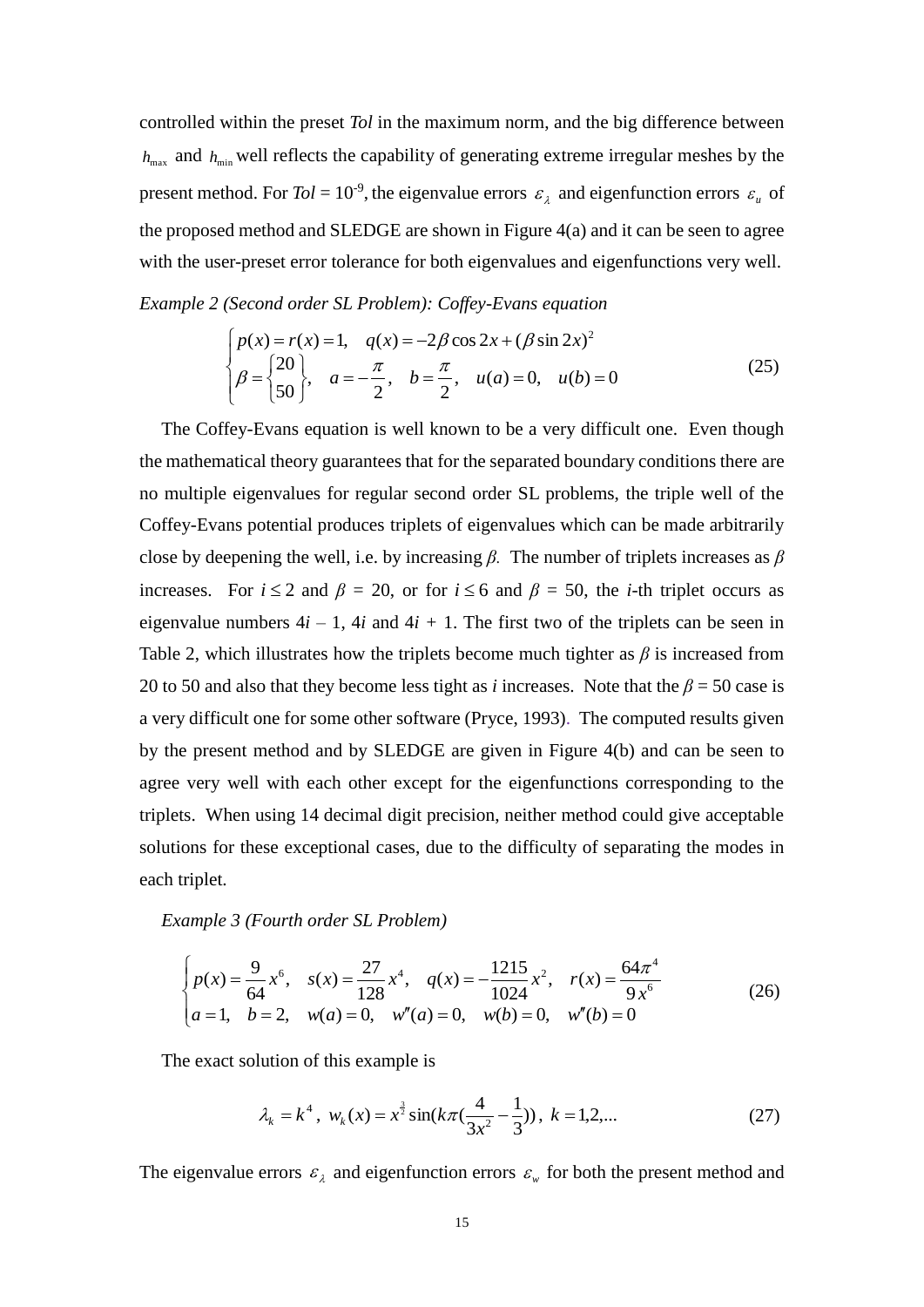controlled within the preset *Tol* in the maximum norm, and the big difference between $h_{\max}$ and $h_{\min}$ well reflects the capability of generating extreme irregular meshes by the present method. For *Tol* = $10^{-9}$, the eigenvalue errors $\varepsilon_\lambda$ and eigenfunction errors $\varepsilon_u$ of the proposed method and SLEDGE are shown in Figure 4(a) and it can be seen to agree with the user-preset error tolerance for both eigenvalues and eigenfunctions very well.

*Example 2 (Second order SL Problem): Coffey-Evans equation*

$$
\begin{cases} p(x) = r(x) = 1, \quad q(x) = -2\beta\cos 2x + (\beta\sin 2x)^2 \\ \beta = \begin{Bmatrix} 20 \\ 50 \end{Bmatrix}, \quad a = -\dfrac{\pi}{2}, \quad b = \dfrac{\pi}{2}, \quad u(a) = 0, \quad u(b) = 0 \end{cases} \tag{25}
$$

The Coffey-Evans equation is well known to be a very difficult one. Even though the mathematical theory guarantees that for the separated boundary conditions there are no multiple eigenvalues for regular second order SL problems, the triple well of the Coffey-Evans potential produces triplets of eigenvalues which can be made arbitrarily close by deepening the well, i.e. by increasing *β*. The number of triplets increases as *β* increases. For $i \le 2$ and $\beta = 20$, or for $i \le 6$ and $\beta = 50$, the *i*-th triplet occurs as eigenvalue numbers $4i - 1$, $4i$ and $4i + 1$. The first two of the triplets can be seen in Table 2, which illustrates how the triplets become much tighter as *β* is increased from 20 to 50 and also that they become less tight as *i* increases. Note that the $\beta = 50$ case is a very difficult one for some other software (Pryce, 1993). The computed results given by the present method and by SLEDGE are given in Figure 4(b) and can be seen to agree very well with each other except for the eigenfunctions corresponding to the triplets. When using 14 decimal digit precision, neither method could give acceptable solutions for these exceptional cases, due to the difficulty of separating the modes in each triplet.

*Example 3 (Fourth order SL Problem)*

$$
\begin{cases} p(x) = \dfrac{9}{64}x^6, \quad s(x) = \dfrac{27}{128}x^4, \quad q(x) = -\dfrac{1215}{1024}x^2, \quad r(x) = \dfrac{64\pi^4}{9x^6} \\ a = 1, \quad b = 2, \quad w(a) = 0, \quad w''(a) = 0, \quad w(b) = 0, \quad w''(b) = 0 \end{cases} \tag{26}
$$

The exact solution of this example is

$$
\lambda_k = k^4, \; w_k(x) = x^{\frac{3}{2}}\sin\!\left(k\pi\left(\frac{4}{3x^2} - \frac{1}{3}\right)\right), \; k = 1,2,... \tag{27}
$$

The eigenvalue errors $\varepsilon_\lambda$ and eigenfunction errors $\varepsilon_w$ for both the present method and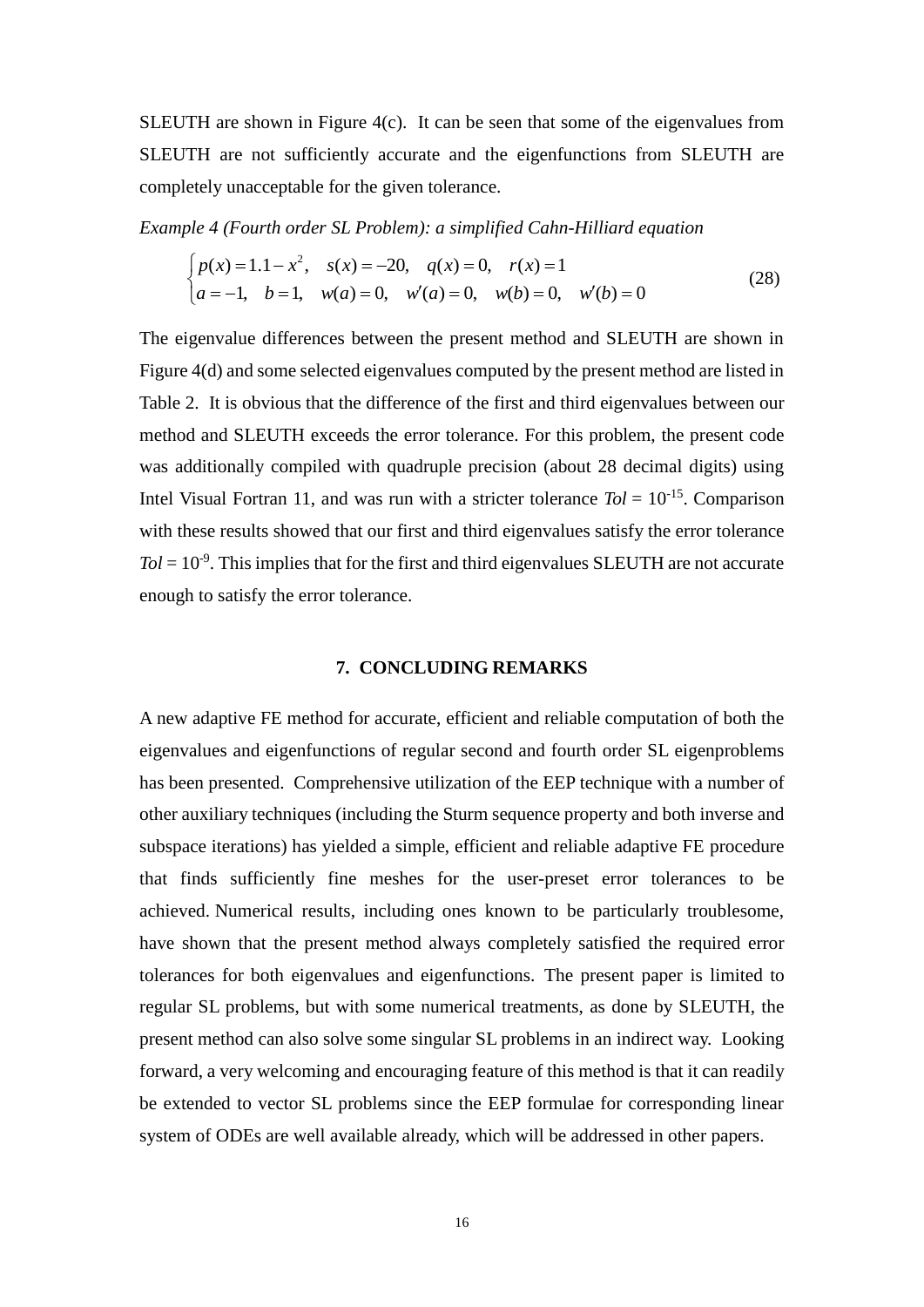SLEUTH are shown in Figure 4(c). It can be seen that some of the eigenvalues from SLEUTH are not sufficiently accurate and the eigenfunctions from SLEUTH are completely unacceptable for the given tolerance.

*Example 4 (Fourth order SL Problem): a simplified Cahn-Hilliard equation*

$$\begin{cases} p(x) = 1.1 - x^2, \quad s(x) = -20, \quad q(x) = 0, \quad r(x) = 1 \\ a = -1, \quad b = 1, \quad w(a) = 0, \quad w'(a) = 0, \quad w(b) = 0, \quad w'(b) = 0 \end{cases} \tag{28}$$

The eigenvalue differences between the present method and SLEUTH are shown in Figure 4(d) and some selected eigenvalues computed by the present method are listed in Table 2. It is obvious that the difference of the first and third eigenvalues between our method and SLEUTH exceeds the error tolerance. For this problem, the present code was additionally compiled with quadruple precision (about 28 decimal digits) using Intel Visual Fortran 11, and was run with a stricter tolerance $Tol = 10^{-15}$. Comparison with these results showed that our first and third eigenvalues satisfy the error tolerance $Tol = 10^{-9}$. This implies that for the first and third eigenvalues SLEUTH are not accurate enough to satisfy the error tolerance.

## 7. CONCLUDING REMARKS

A new adaptive FE method for accurate, efficient and reliable computation of both the eigenvalues and eigenfunctions of regular second and fourth order SL eigenproblems has been presented. Comprehensive utilization of the EEP technique with a number of other auxiliary techniques (including the Sturm sequence property and both inverse and subspace iterations) has yielded a simple, efficient and reliable adaptive FE procedure that finds sufficiently fine meshes for the user-preset error tolerances to be achieved. Numerical results, including ones known to be particularly troublesome, have shown that the present method always completely satisfied the required error tolerances for both eigenvalues and eigenfunctions. The present paper is limited to regular SL problems, but with some numerical treatments, as done by SLEUTH, the present method can also solve some singular SL problems in an indirect way. Looking forward, a very welcoming and encouraging feature of this method is that it can readily be extended to vector SL problems since the EEP formulae for corresponding linear system of ODEs are well available already, which will be addressed in other papers.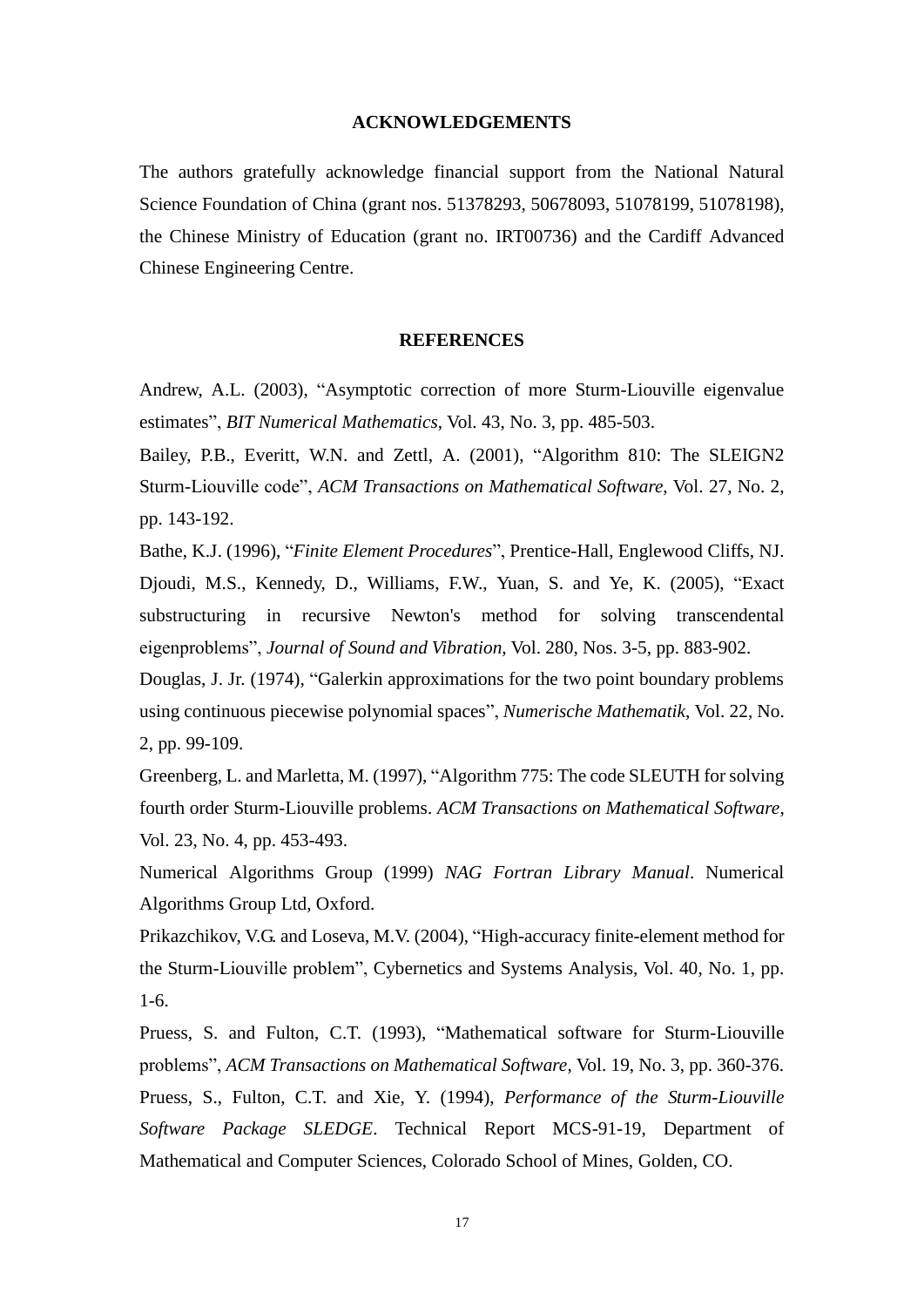## ACKNOWLEDGEMENTS

The authors gratefully acknowledge financial support from the National Natural Science Foundation of China (grant nos. 51378293, 50678093, 51078199, 51078198), the Chinese Ministry of Education (grant no. IRT00736) and the Cardiff Advanced Chinese Engineering Centre.

## REFERENCES

Andrew, A.L. (2003), “Asymptotic correction of more Sturm-Liouville eigenvalue estimates”, *BIT Numerical Mathematics*, Vol. 43, No. 3, pp. 485-503.

Bailey, P.B., Everitt, W.N. and Zettl, A. (2001), “Algorithm 810: The SLEIGN2 Sturm-Liouville code”, *ACM Transactions on Mathematical Software*, Vol. 27, No. 2, pp. 143-192.

Bathe, K.J. (1996), “*Finite Element Procedures*”, Prentice-Hall, Englewood Cliffs, NJ.

Djoudi, M.S., Kennedy, D., Williams, F.W., Yuan, S. and Ye, K. (2005), “Exact substructuring in recursive Newton's method for solving transcendental eigenproblems”, *Journal of Sound and Vibration*, Vol. 280, Nos. 3-5, pp. 883-902.

Douglas, J. Jr. (1974), “Galerkin approximations for the two point boundary problems using continuous piecewise polynomial spaces”, *Numerische Mathematik*, Vol. 22, No. 2, pp. 99-109.

Greenberg, L. and Marletta, M. (1997), “Algorithm 775: The code SLEUTH for solving fourth order Sturm-Liouville problems. *ACM Transactions on Mathematical Software*, Vol. 23, No. 4, pp. 453-493.

Numerical Algorithms Group (1999) *NAG Fortran Library Manual*. Numerical Algorithms Group Ltd, Oxford.

Prikazchikov, V.G. and Loseva, M.V. (2004), “High-accuracy finite-element method for the Sturm-Liouville problem”, Cybernetics and Systems Analysis, Vol. 40, No. 1, pp. 1-6.

Pruess, S. and Fulton, C.T. (1993), “Mathematical software for Sturm-Liouville problems”, *ACM Transactions on Mathematical Software*, Vol. 19, No. 3, pp. 360-376.

Pruess, S., Fulton, C.T. and Xie, Y. (1994), *Performance of the Sturm-Liouville Software Package SLEDGE*. Technical Report MCS-91-19, Department of Mathematical and Computer Sciences, Colorado School of Mines, Golden, CO.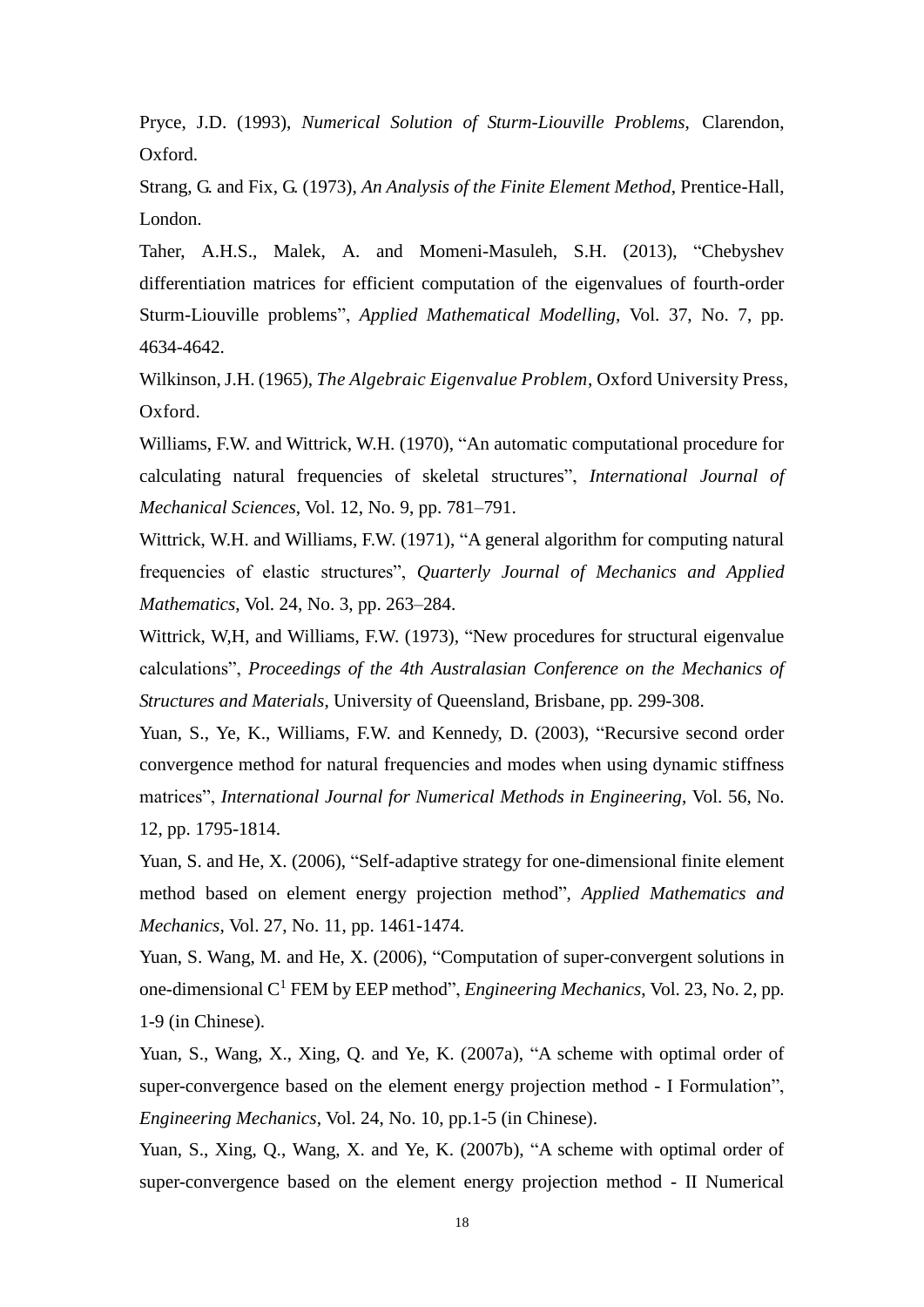Pryce, J.D. (1993), *Numerical Solution of Sturm-Liouville Problems*, Clarendon, Oxford.

Strang, G. and Fix, G. (1973), *An Analysis of the Finite Element Method*, Prentice-Hall, London.

Taher, A.H.S., Malek, A. and Momeni-Masuleh, S.H. (2013), "Chebyshev differentiation matrices for efficient computation of the eigenvalues of fourth-order Sturm-Liouville problems", *Applied Mathematical Modelling*, Vol. 37, No. 7, pp. 4634-4642.

Wilkinson, J.H. (1965), *The Algebraic Eigenvalue Problem*, Oxford University Press, Oxford.

Williams, F.W. and Wittrick, W.H. (1970), "An automatic computational procedure for calculating natural frequencies of skeletal structures", *International Journal of Mechanical Sciences*, Vol. 12, No. 9, pp. 781–791.

Wittrick, W.H. and Williams, F.W. (1971), "A general algorithm for computing natural frequencies of elastic structures", *Quarterly Journal of Mechanics and Applied Mathematics*, Vol. 24, No. 3, pp. 263–284.

Wittrick, W,H, and Williams, F.W. (1973), "New procedures for structural eigenvalue calculations", *Proceedings of the 4th Australasian Conference on the Mechanics of Structures and Materials*, University of Queensland, Brisbane, pp. 299-308.

Yuan, S., Ye, K., Williams, F.W. and Kennedy, D. (2003), "Recursive second order convergence method for natural frequencies and modes when using dynamic stiffness matrices", *International Journal for Numerical Methods in Engineering*, Vol. 56, No. 12, pp. 1795-1814.

Yuan, S. and He, X. (2006), "Self-adaptive strategy for one-dimensional finite element method based on element energy projection method", *Applied Mathematics and Mechanics*, Vol. 27, No. 11, pp. 1461-1474.

Yuan, S. Wang, M. and He, X. (2006), "Computation of super-convergent solutions in one-dimensional $C^1$ FEM by EEP method", *Engineering Mechanics*, Vol. 23, No. 2, pp. 1-9 (in Chinese).

Yuan, S., Wang, X., Xing, Q. and Ye, K. (2007a), "A scheme with optimal order of super-convergence based on the element energy projection method - I Formulation", *Engineering Mechanics*, Vol. 24, No. 10, pp.1-5 (in Chinese).

Yuan, S., Xing, Q., Wang, X. and Ye, K. (2007b), "A scheme with optimal order of super-convergence based on the element energy projection method - II Numerical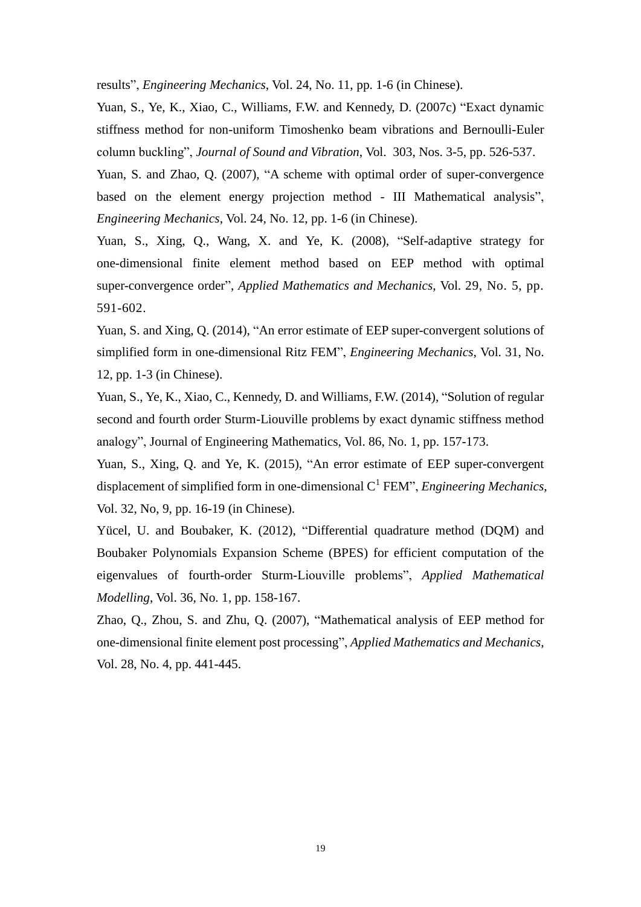results", *Engineering Mechanics*, Vol. 24, No. 11, pp. 1-6 (in Chinese).

Yuan, S., Ye, K., Xiao, C., Williams, F.W. and Kennedy, D. (2007c) "Exact dynamic stiffness method for non-uniform Timoshenko beam vibrations and Bernoulli-Euler column buckling", *Journal of Sound and Vibration*, Vol. 303, Nos. 3-5, pp. 526-537.

Yuan, S. and Zhao, Q. (2007), "A scheme with optimal order of super-convergence based on the element energy projection method - III Mathematical analysis", *Engineering Mechanics*, Vol. 24, No. 12, pp. 1-6 (in Chinese).

Yuan, S., Xing, Q., Wang, X. and Ye, K. (2008), "Self-adaptive strategy for one-dimensional finite element method based on EEP method with optimal super-convergence order", *Applied Mathematics and Mechanics*, Vol. 29, No. 5, pp. 591-602.

Yuan, S. and Xing, Q. (2014), "An error estimate of EEP super-convergent solutions of simplified form in one-dimensional Ritz FEM", *Engineering Mechanics*, Vol. 31, No. 12, pp. 1-3 (in Chinese).

Yuan, S., Ye, K., Xiao, C., Kennedy, D. and Williams, F.W. (2014), "Solution of regular second and fourth order Sturm-Liouville problems by exact dynamic stiffness method analogy", Journal of Engineering Mathematics, Vol. 86, No. 1, pp. 157-173.

Yuan, S., Xing, Q. and Ye, K. (2015), "An error estimate of EEP super-convergent displacement of simplified form in one-dimensional $C^1$ FEM", *Engineering Mechanics*, Vol. 32, No, 9, pp. 16-19 (in Chinese).

Yücel, U. and Boubaker, K. (2012), "Differential quadrature method (DQM) and Boubaker Polynomials Expansion Scheme (BPES) for efficient computation of the eigenvalues of fourth-order Sturm-Liouville problems", *Applied Mathematical Modelling*, Vol. 36, No. 1, pp. 158-167.

Zhao, Q., Zhou, S. and Zhu, Q. (2007), "Mathematical analysis of EEP method for one-dimensional finite element post processing", *Applied Mathematics and Mechanics*, Vol. 28, No. 4, pp. 441-445.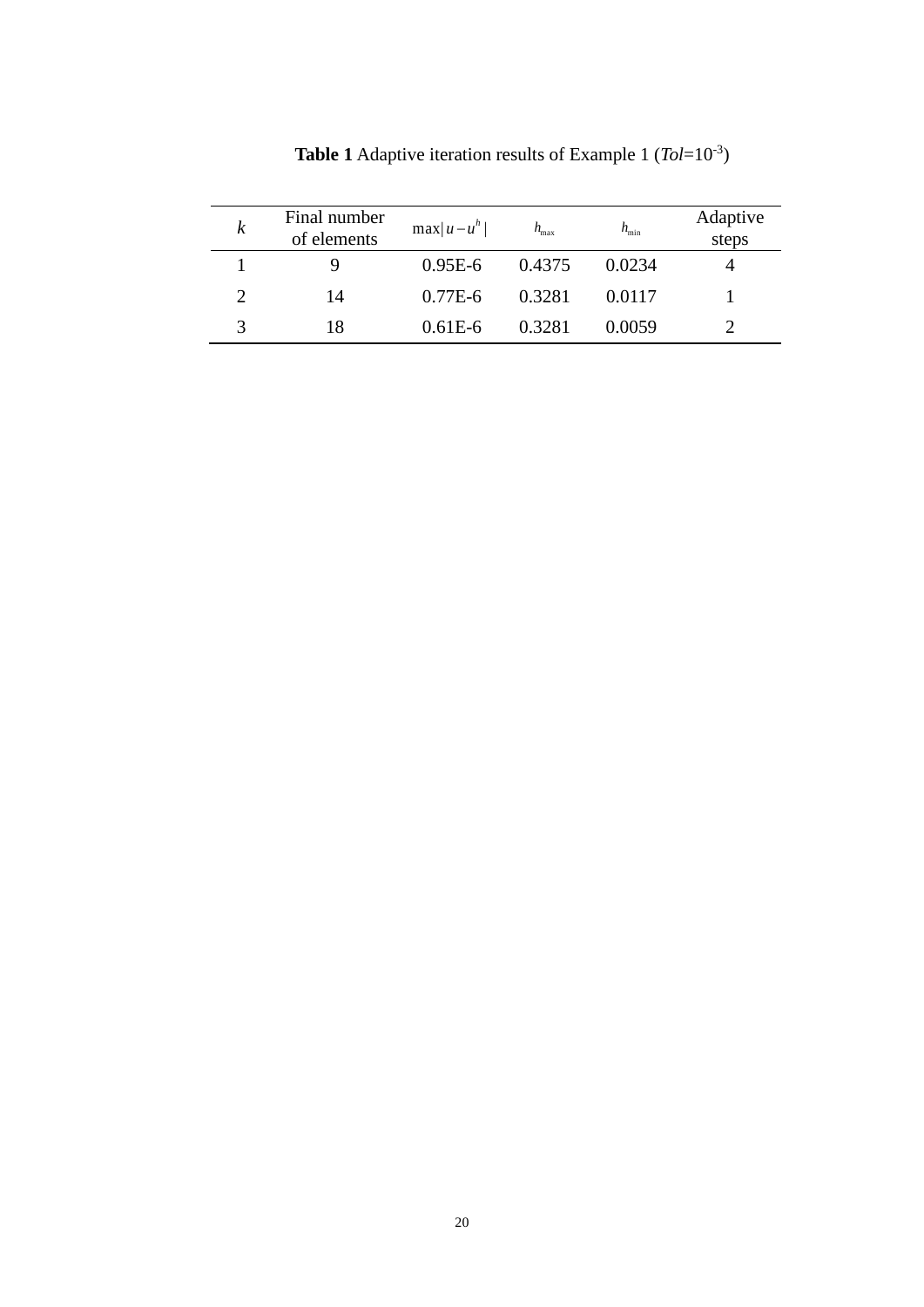**Table 1** Adaptive iteration results of Example 1 ($Tol$=$10^{-3}$)

| $k$ | Final number of elements | $\max\|u-u^h\|$ | $h_{\max}$ | $h_{\min}$ | Adaptive steps |
|---|---|---|---|---|---|
| 1 | 9 | 0.95E-6 | 0.4375 | 0.0234 | 4 |
| 2 | 14 | 0.77E-6 | 0.3281 | 0.0117 | 1 |
| 3 | 18 | 0.61E-6 | 0.3281 | 0.0059 | 2 |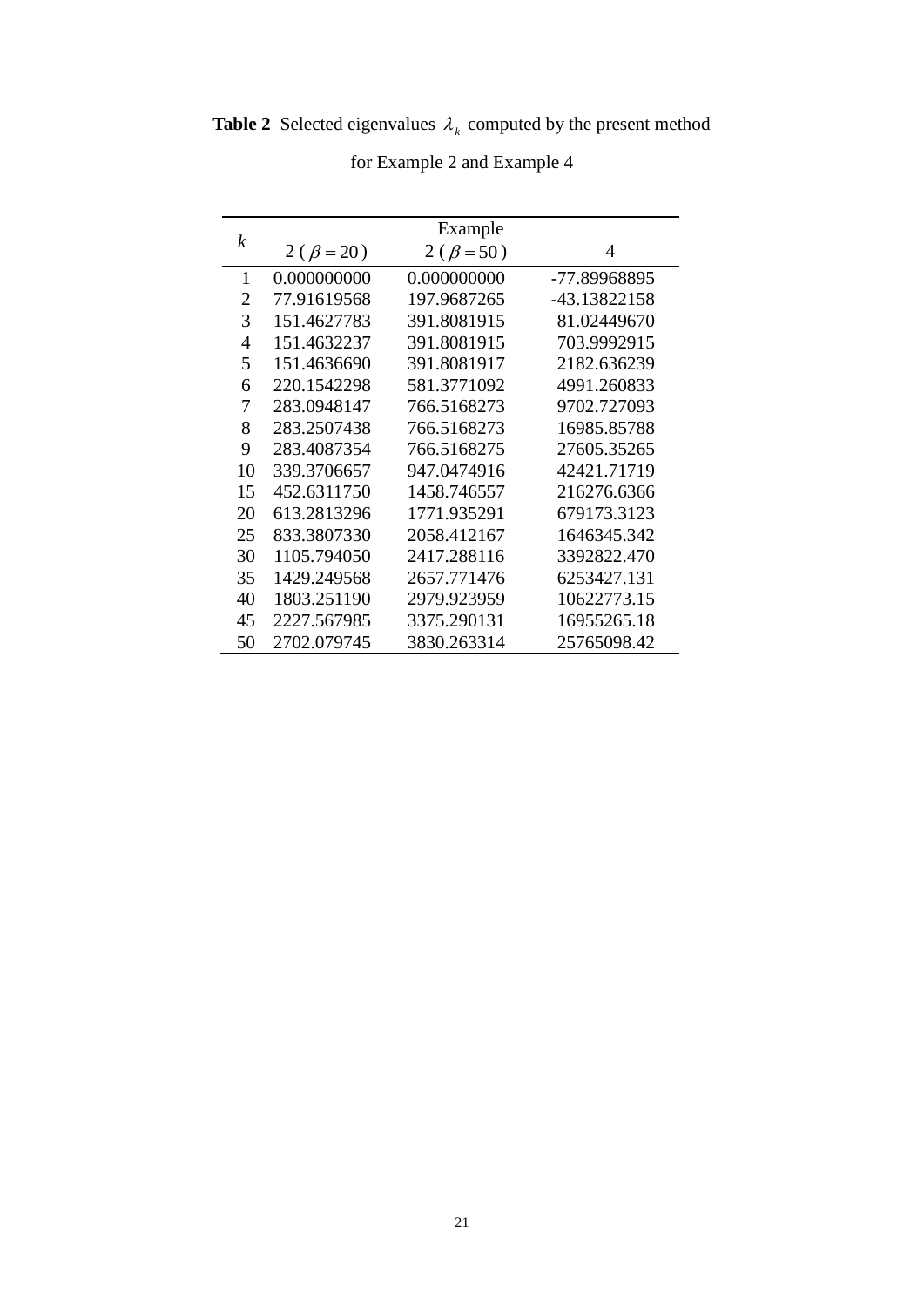**Table 2** Selected eigenvalues $\lambda_k$ computed by the present method for Example 2 and Example 4

| $k$ | Example | | |
|---|---|---|---|
| | 2 ( $\beta = 20$ ) | 2 ( $\beta = 50$ ) | 4 |
| 1 | 0.000000000 | 0.000000000 | -77.89968895 |
| 2 | 77.91619568 | 197.9687265 | -43.13822158 |
| 3 | 151.4627783 | 391.8081915 | 81.02449670 |
| 4 | 151.4632237 | 391.8081915 | 703.9992915 |
| 5 | 151.4636690 | 391.8081917 | 2182.636239 |
| 6 | 220.1542298 | 581.3771092 | 4991.260833 |
| 7 | 283.0948147 | 766.5168273 | 9702.727093 |
| 8 | 283.2507438 | 766.5168273 | 16985.85788 |
| 9 | 283.4087354 | 766.5168275 | 27605.35265 |
| 10 | 339.3706657 | 947.0474916 | 42421.71719 |
| 15 | 452.6311750 | 1458.746557 | 216276.6366 |
| 20 | 613.2813296 | 1771.935291 | 679173.3123 |
| 25 | 833.3807330 | 2058.412167 | 1646345.342 |
| 30 | 1105.794050 | 2417.288116 | 3392822.470 |
| 35 | 1429.249568 | 2657.771476 | 6253427.131 |
| 40 | 1803.251190 | 2979.923959 | 10622773.15 |
| 45 | 2227.567985 | 3375.290131 | 16955265.18 |
| 50 | 2702.079745 | 3830.263314 | 25765098.42 |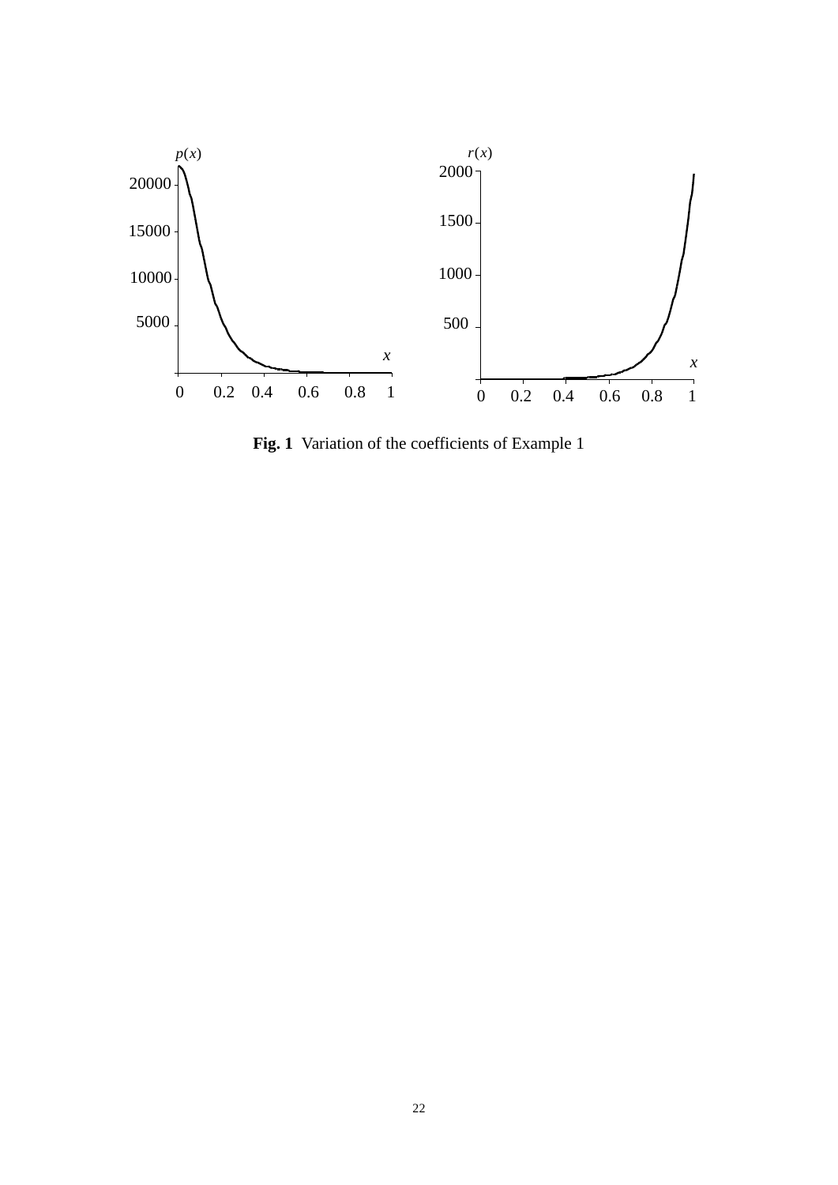**Fig. 1** Variation of the coefficients of Example 1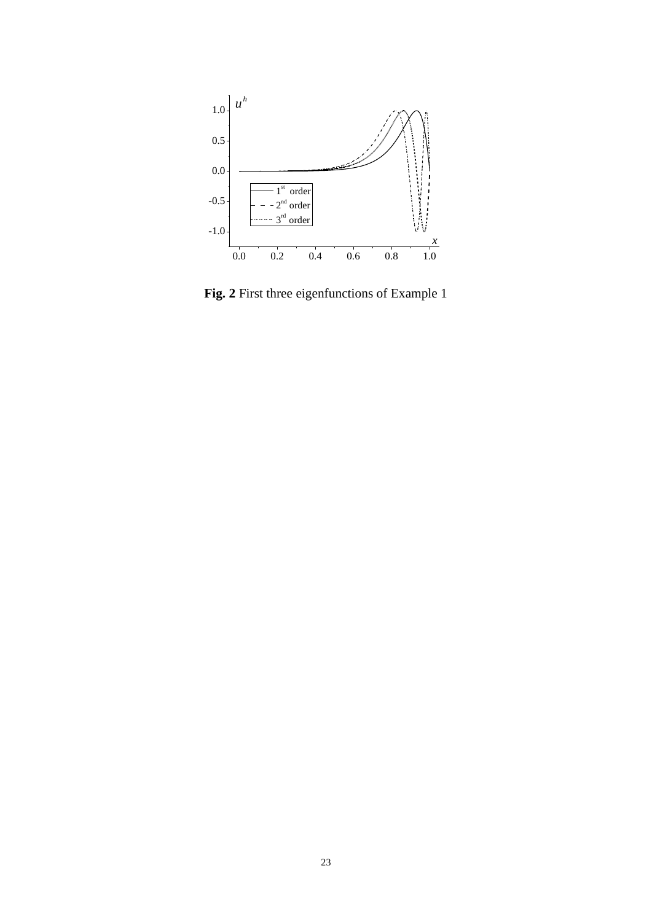**Fig. 2** First three eigenfunctions of Example 1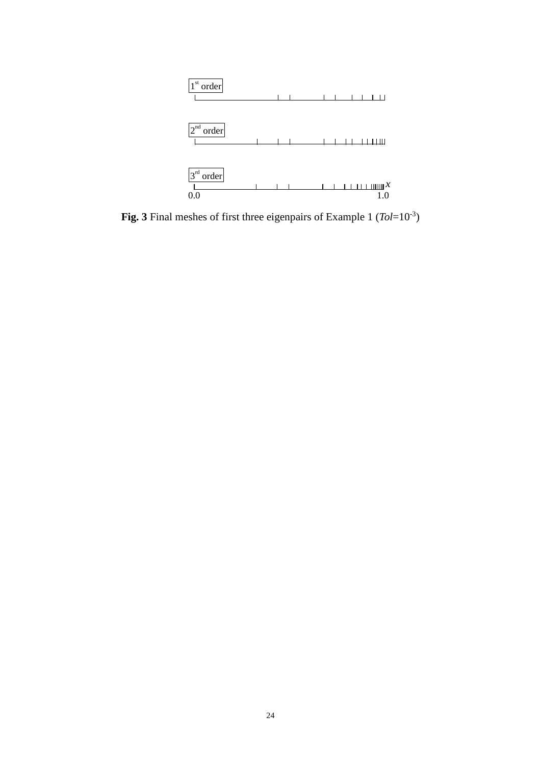**Fig. 3** Final meshes of first three eigenpairs of Example 1 ($Tol$=$10^{-3}$)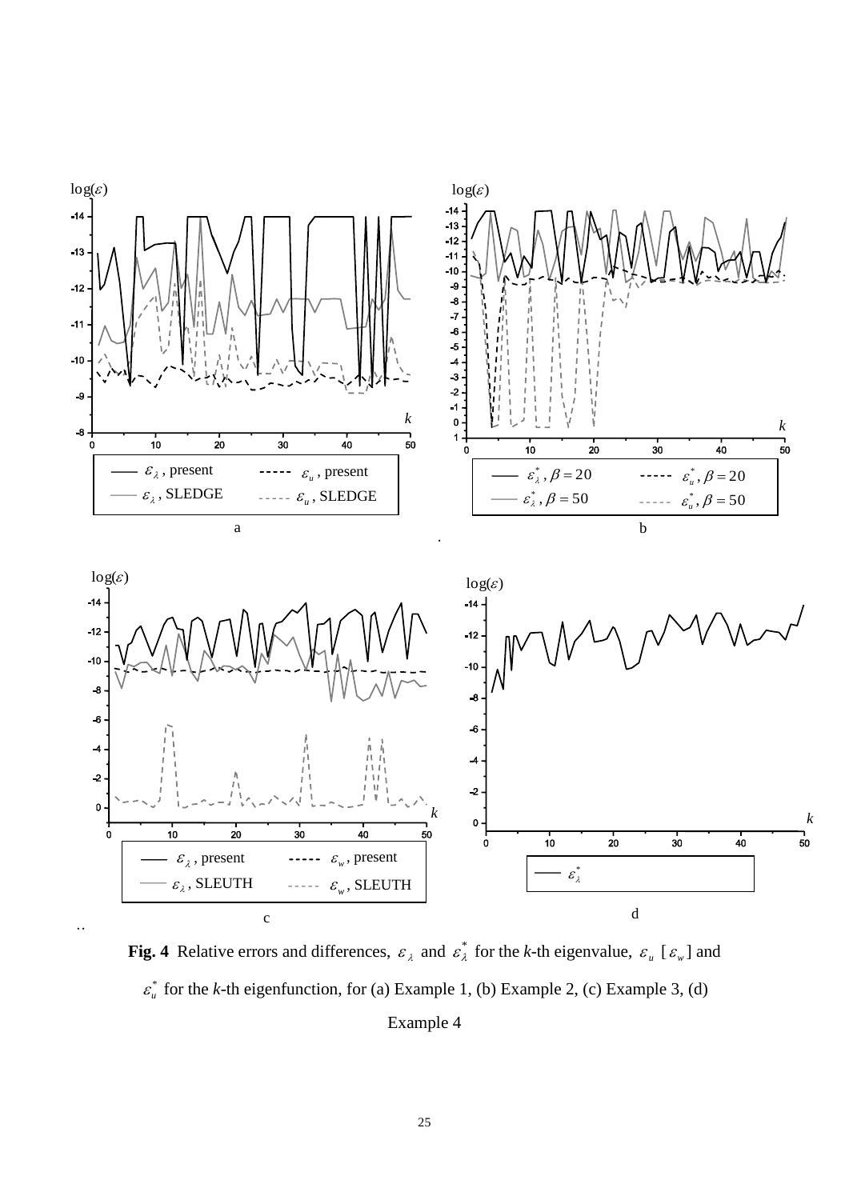log($\varepsilon$)

-14
-13
-12
-11
-10
-9
-8

0 10 20 30 40 50

$k$

$\varepsilon_\lambda$ , present
$\varepsilon_u$ , present
$\varepsilon_\lambda$ , SLEDGE
$\varepsilon_u$ , SLEDGE

a

log($\varepsilon$)

-14
-13
-12
-11
-10
-9
-8
-7
-6
-5
-4
-3
-2
-1
0
1

0 10 20 30 40 50

$k$

$\varepsilon_\lambda^*, \beta = 20$
$\varepsilon_u^*, \beta = 20$
$\varepsilon_\lambda^*, \beta = 50$
$\varepsilon_u^*, \beta = 50$

b

log($\varepsilon$)

-14
-12
-10
-8
-6
-4
-2
0

0 10 20 30 40 50

$k$

$\varepsilon_\lambda$ , present
$\varepsilon_w$ , present
$\varepsilon_\lambda$ , SLEUTH
$\varepsilon_w$ , SLEUTH

c

log($\varepsilon$)

-14
-12
-10
-8
-6
-4
-2
0

0 10 20 30 40 50

$k$

$\varepsilon_\lambda^*$

d

**Fig. 4** Relative errors and differences, $\varepsilon_\lambda$ and $\varepsilon_\lambda^*$ for the *k*-th eigenvalue, $\varepsilon_u$ [$\varepsilon_w$] and $\varepsilon_u^*$ for the *k*-th eigenfunction, for (a) Example 1, (b) Example 2, (c) Example 3, (d) Example 4